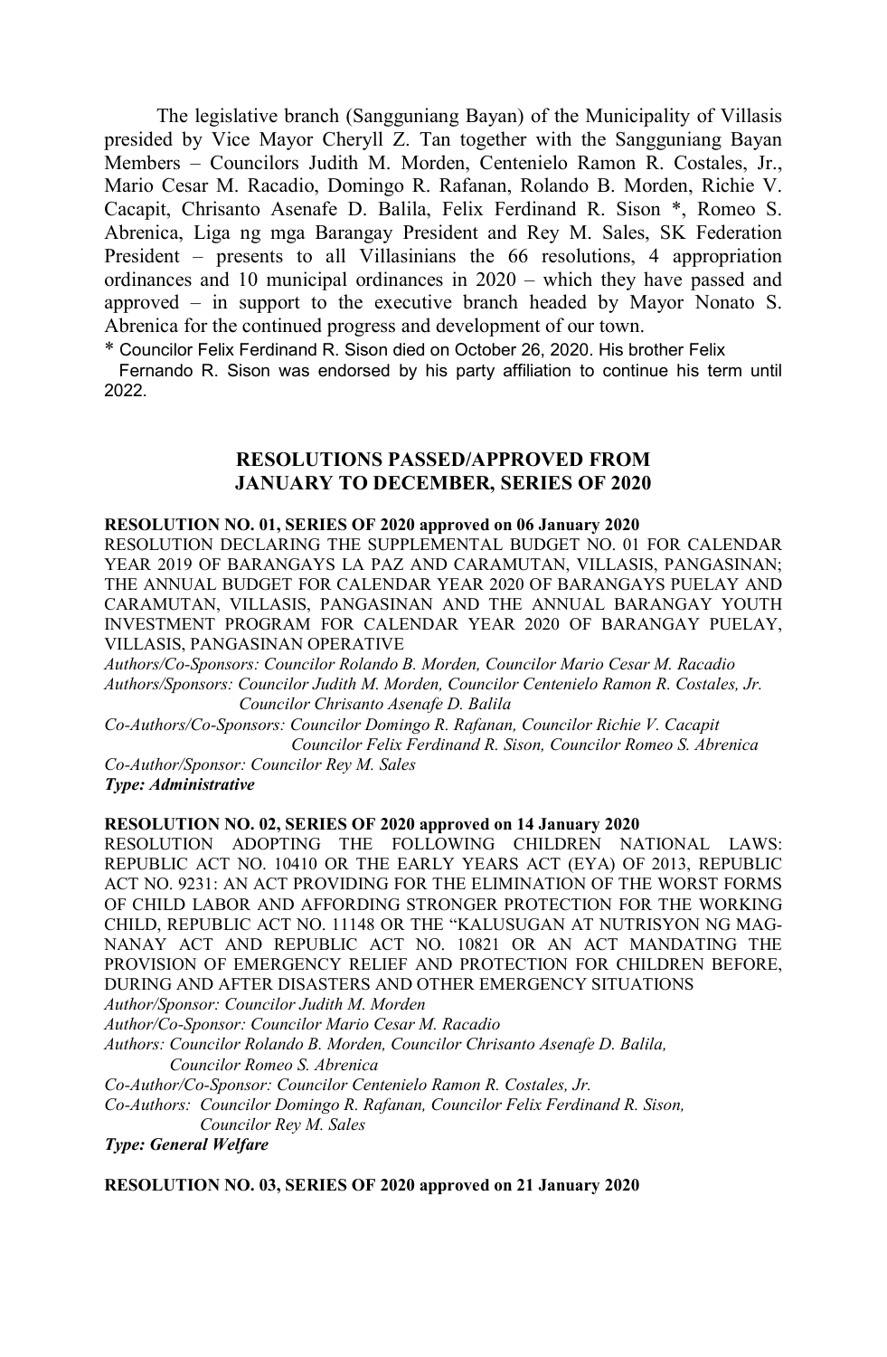The legislative branch (Sangguniang Bayan) of the Municipality of Villasis presided by Vice Mayor Cheryll Z. Tan together with the Sangguniang Bayan Members – Councilors Judith M. Morden, Centenielo Ramon R. Costales, Jr., Mario Cesar M. Racadio, Domingo R. Rafanan, Rolando B. Morden, Richie V. Cacapit, Chrisanto Asenafe D. Balila, Felix Ferdinand R. Sison *, Romeo S. Abrenica, Liga ng mga Barangay President and Rey M. Sales, SK Federation President – presents to all Villasinians the 66 resolutions, 4 appropriation ordinances and 10 municipal ordinances in 2020 – which they have passed and approved – in support to the executive branch headed by Mayor Nonato S. Abrenica for the continued progress and development of our town.

* Councilor Felix Ferdinand R. Sison died on October 26, 2020. His brother Felix Fernando R. Sison was endorsed by his party affiliation to continue his term until 2022.

## RESOLUTIONS PASSED/APPROVED FROM JANUARY TO DECEMBER, SERIES OF 2020

**RESOLUTION NO. 01, SERIES OF 2020 approved on 06 January 2020**

RESOLUTION DECLARING THE SUPPLEMENTAL BUDGET NO. 01 FOR CALENDAR YEAR 2019 OF BARANGAYS LA PAZ AND CARAMUTAN, VILLASIS, PANGASINAN; THE ANNUAL BUDGET FOR CALENDAR YEAR 2020 OF BARANGAYS PUELAY AND CARAMUTAN, VILLASIS, PANGASINAN AND THE ANNUAL BARANGAY YOUTH INVESTMENT PROGRAM FOR CALENDAR YEAR 2020 OF BARANGAY PUELAY, VILLASIS, PANGASINAN OPERATIVE

*Authors/Co-Sponsors: Councilor Rolando B. Morden, Councilor Mario Cesar M. Racadio*
*Authors/Sponsors: Councilor Judith M. Morden, Councilor Centenielo Ramon R. Costales, Jr. Councilor Chrisanto Asenafe D. Balila*
*Co-Authors/Co-Sponsors: Councilor Domingo R. Rafanan, Councilor Richie V. Cacapit Councilor Felix Ferdinand R. Sison, Councilor Romeo S. Abrenica*
*Co-Author/Sponsor: Councilor Rey M. Sales*
***Type: Administrative***

**RESOLUTION NO. 02, SERIES OF 2020 approved on 14 January 2020**

RESOLUTION ADOPTING THE FOLLOWING CHILDREN NATIONAL LAWS: REPUBLIC ACT NO. 10410 OR THE EARLY YEARS ACT (EYA) OF 2013, REPUBLIC ACT NO. 9231: AN ACT PROVIDING FOR THE ELIMINATION OF THE WORST FORMS OF CHILD LABOR AND AFFORDING STRONGER PROTECTION FOR THE WORKING CHILD, REPUBLIC ACT NO. 11148 OR THE "KALUSUGAN AT NUTRISYON NG MAG-NANAY ACT AND REPUBLIC ACT NO. 10821 OR AN ACT MANDATING THE PROVISION OF EMERGENCY RELIEF AND PROTECTION FOR CHILDREN BEFORE, DURING AND AFTER DISASTERS AND OTHER EMERGENCY SITUATIONS

*Author/Sponsor: Councilor Judith M. Morden*
*Author/Co-Sponsor: Councilor Mario Cesar M. Racadio*
*Authors: Councilor Rolando B. Morden, Councilor Chrisanto Asenafe D. Balila, Councilor Romeo S. Abrenica*
*Co-Author/Co-Sponsor: Councilor Centenielo Ramon R. Costales, Jr.*
*Co-Authors: Councilor Domingo R. Rafanan, Councilor Felix Ferdinand R. Sison, Councilor Rey M. Sales*
***Type: General Welfare***

**RESOLUTION NO. 03, SERIES OF 2020 approved on 21 January 2020**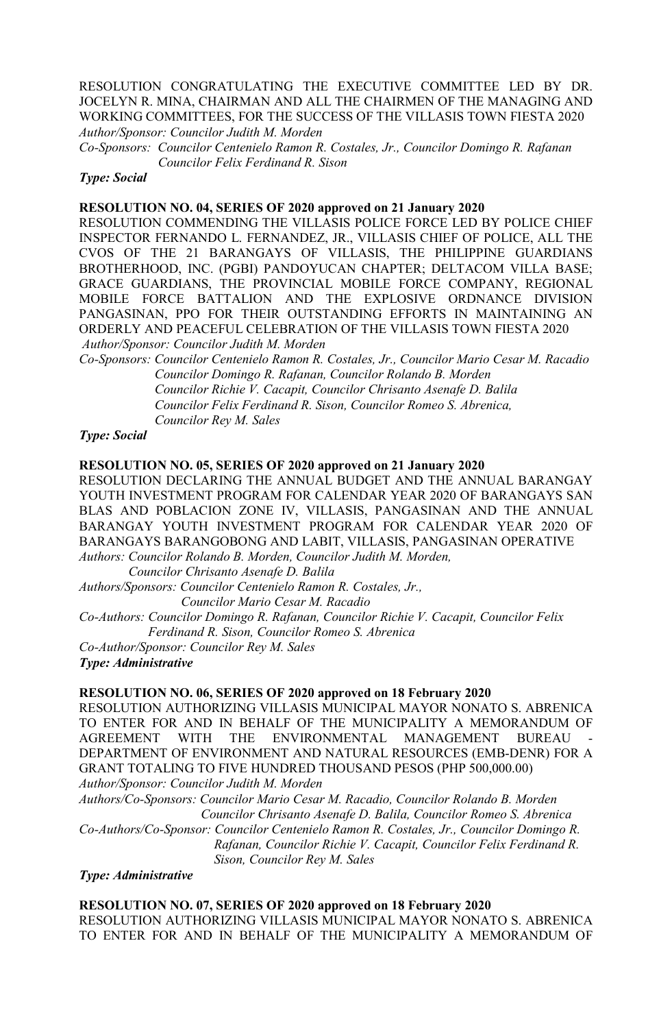RESOLUTION CONGRATULATING THE EXECUTIVE COMMITTEE LED BY DR. JOCELYN R. MINA, CHAIRMAN AND ALL THE CHAIRMEN OF THE MANAGING AND WORKING COMMITTEES, FOR THE SUCCESS OF THE VILLASIS TOWN FIESTA 2020

*Author/Sponsor: Councilor Judith M. Morden*

*Co-Sponsors: Councilor Centenielo Ramon R. Costales, Jr., Councilor Domingo R. Rafanan Councilor Felix Ferdinand R. Sison*

***Type: Social***

**RESOLUTION NO. 04, SERIES OF 2020 approved on 21 January 2020**

RESOLUTION COMMENDING THE VILLASIS POLICE FORCE LED BY POLICE CHIEF INSPECTOR FERNANDO L. FERNANDEZ, JR., VILLASIS CHIEF OF POLICE, ALL THE CVOS OF THE 21 BARANGAYS OF VILLASIS, THE PHILIPPINE GUARDIANS BROTHERHOOD, INC. (PGBI) PANDOYUCAN CHAPTER; DELTACOM VILLA BASE; GRACE GUARDIANS, THE PROVINCIAL MOBILE FORCE COMPANY, REGIONAL MOBILE FORCE BATTALION AND THE EXPLOSIVE ORDNANCE DIVISION PANGASINAN, PPO FOR THEIR OUTSTANDING EFFORTS IN MAINTAINING AN ORDERLY AND PEACEFUL CELEBRATION OF THE VILLASIS TOWN FIESTA 2020

*Author/Sponsor: Councilor Judith M. Morden*

*Co-Sponsors: Councilor Centenielo Ramon R. Costales, Jr., Councilor Mario Cesar M. Racadio Councilor Domingo R. Rafanan, Councilor Rolando B. Morden Councilor Richie V. Cacapit, Councilor Chrisanto Asenafe D. Balila Councilor Felix Ferdinand R. Sison, Councilor Romeo S. Abrenica, Councilor Rey M. Sales*

***Type: Social***

**RESOLUTION NO. 05, SERIES OF 2020 approved on 21 January 2020**

RESOLUTION DECLARING THE ANNUAL BUDGET AND THE ANNUAL BARANGAY YOUTH INVESTMENT PROGRAM FOR CALENDAR YEAR 2020 OF BARANGAYS SAN BLAS AND POBLACION ZONE IV, VILLASIS, PANGASINAN AND THE ANNUAL BARANGAY YOUTH INVESTMENT PROGRAM FOR CALENDAR YEAR 2020 OF BARANGAYS BARANGOBONG AND LABIT, VILLASIS, PANGASINAN OPERATIVE

*Authors: Councilor Rolando B. Morden, Councilor Judith M. Morden, Councilor Chrisanto Asenafe D. Balila*

*Authors/Sponsors: Councilor Centenielo Ramon R. Costales, Jr., Councilor Mario Cesar M. Racadio*

*Co-Authors: Councilor Domingo R. Rafanan, Councilor Richie V. Cacapit, Councilor Felix Ferdinand R. Sison, Councilor Romeo S. Abrenica*

*Co-Author/Sponsor: Councilor Rey M. Sales*

***Type: Administrative***

**RESOLUTION NO. 06, SERIES OF 2020 approved on 18 February 2020**

RESOLUTION AUTHORIZING VILLASIS MUNICIPAL MAYOR NONATO S. ABRENICA TO ENTER FOR AND IN BEHALF OF THE MUNICIPALITY A MEMORANDUM OF AGREEMENT WITH THE ENVIRONMENTAL MANAGEMENT BUREAU - DEPARTMENT OF ENVIRONMENT AND NATURAL RESOURCES (EMB-DENR) FOR A GRANT TOTALING TO FIVE HUNDRED THOUSAND PESOS (PHP 500,000.00)

*Author/Sponsor: Councilor Judith M. Morden*

*Authors/Co-Sponsors: Councilor Mario Cesar M. Racadio, Councilor Rolando B. Morden Councilor Chrisanto Asenafe D. Balila, Councilor Romeo S. Abrenica*

*Co-Authors/Co-Sponsor: Councilor Centenielo Ramon R. Costales, Jr., Councilor Domingo R. Rafanan, Councilor Richie V. Cacapit, Councilor Felix Ferdinand R. Sison, Councilor Rey M. Sales*

***Type: Administrative***

**RESOLUTION NO. 07, SERIES OF 2020 approved on 18 February 2020**

RESOLUTION AUTHORIZING VILLASIS MUNICIPAL MAYOR NONATO S. ABRENICA TO ENTER FOR AND IN BEHALF OF THE MUNICIPALITY A MEMORANDUM OF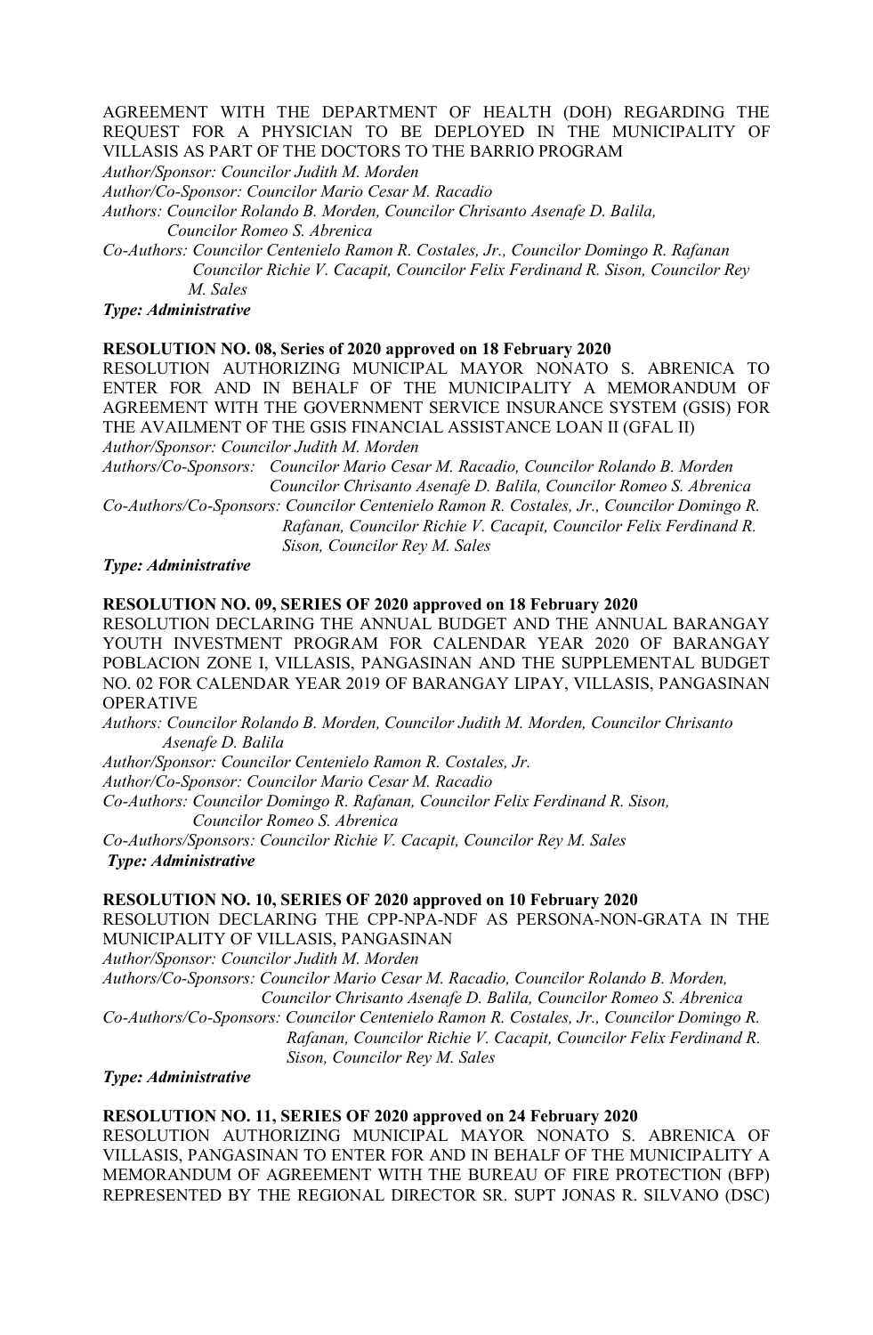AGREEMENT WITH THE DEPARTMENT OF HEALTH (DOH) REGARDING THE REQUEST FOR A PHYSICIAN TO BE DEPLOYED IN THE MUNICIPALITY OF VILLASIS AS PART OF THE DOCTORS TO THE BARRIO PROGRAM

*Author/Sponsor: Councilor Judith M. Morden*
*Author/Co-Sponsor: Councilor Mario Cesar M. Racadio*
*Authors: Councilor Rolando B. Morden, Councilor Chrisanto Asenafe D. Balila, Councilor Romeo S. Abrenica*
*Co-Authors: Councilor Centenielo Ramon R. Costales, Jr., Councilor Domingo R. Rafanan Councilor Richie V. Cacapit, Councilor Felix Ferdinand R. Sison, Councilor Rey M. Sales*
***Type: Administrative***

**RESOLUTION NO. 08, Series of 2020 approved on 18 February 2020**
RESOLUTION AUTHORIZING MUNICIPAL MAYOR NONATO S. ABRENICA TO ENTER FOR AND IN BEHALF OF THE MUNICIPALITY A MEMORANDUM OF AGREEMENT WITH THE GOVERNMENT SERVICE INSURANCE SYSTEM (GSIS) FOR THE AVAILMENT OF THE GSIS FINANCIAL ASSISTANCE LOAN II (GFAL II)

*Author/Sponsor: Councilor Judith M. Morden*
*Authors/Co-Sponsors: Councilor Mario Cesar M. Racadio, Councilor Rolando B. Morden Councilor Chrisanto Asenafe D. Balila, Councilor Romeo S. Abrenica*
*Co-Authors/Co-Sponsors: Councilor Centenielo Ramon R. Costales, Jr., Councilor Domingo R. Rafanan, Councilor Richie V. Cacapit, Councilor Felix Ferdinand R. Sison, Councilor Rey M. Sales*
***Type: Administrative***

**RESOLUTION NO. 09, SERIES OF 2020 approved on 18 February 2020**
RESOLUTION DECLARING THE ANNUAL BUDGET AND THE ANNUAL BARANGAY YOUTH INVESTMENT PROGRAM FOR CALENDAR YEAR 2020 OF BARANGAY POBLACION ZONE I, VILLASIS, PANGASINAN AND THE SUPPLEMENTAL BUDGET NO. 02 FOR CALENDAR YEAR 2019 OF BARANGAY LIPAY, VILLASIS, PANGASINAN OPERATIVE

*Authors: Councilor Rolando B. Morden, Councilor Judith M. Morden, Councilor Chrisanto Asenafe D. Balila*
*Author/Sponsor: Councilor Centenielo Ramon R. Costales, Jr.*
*Author/Co-Sponsor: Councilor Mario Cesar M. Racadio*
*Co-Authors: Councilor Domingo R. Rafanan, Councilor Felix Ferdinand R. Sison, Councilor Romeo S. Abrenica*
*Co-Authors/Sponsors: Councilor Richie V. Cacapit, Councilor Rey M. Sales*
***Type: Administrative***

**RESOLUTION NO. 10, SERIES OF 2020 approved on 10 February 2020**
RESOLUTION DECLARING THE CPP-NPA-NDF AS PERSONA-NON-GRATA IN THE MUNICIPALITY OF VILLASIS, PANGASINAN

*Author/Sponsor: Councilor Judith M. Morden*
*Authors/Co-Sponsors: Councilor Mario Cesar M. Racadio, Councilor Rolando B. Morden, Councilor Chrisanto Asenafe D. Balila, Councilor Romeo S. Abrenica*
*Co-Authors/Co-Sponsors: Councilor Centenielo Ramon R. Costales, Jr., Councilor Domingo R. Rafanan, Councilor Richie V. Cacapit, Councilor Felix Ferdinand R. Sison, Councilor Rey M. Sales*
***Type: Administrative***

**RESOLUTION NO. 11, SERIES OF 2020 approved on 24 February 2020**
RESOLUTION AUTHORIZING MUNICIPAL MAYOR NONATO S. ABRENICA OF VILLASIS, PANGASINAN TO ENTER FOR AND IN BEHALF OF THE MUNICIPALITY A MEMORANDUM OF AGREEMENT WITH THE BUREAU OF FIRE PROTECTION (BFP) REPRESENTED BY THE REGIONAL DIRECTOR SR. SUPT JONAS R. SILVANO (DSC)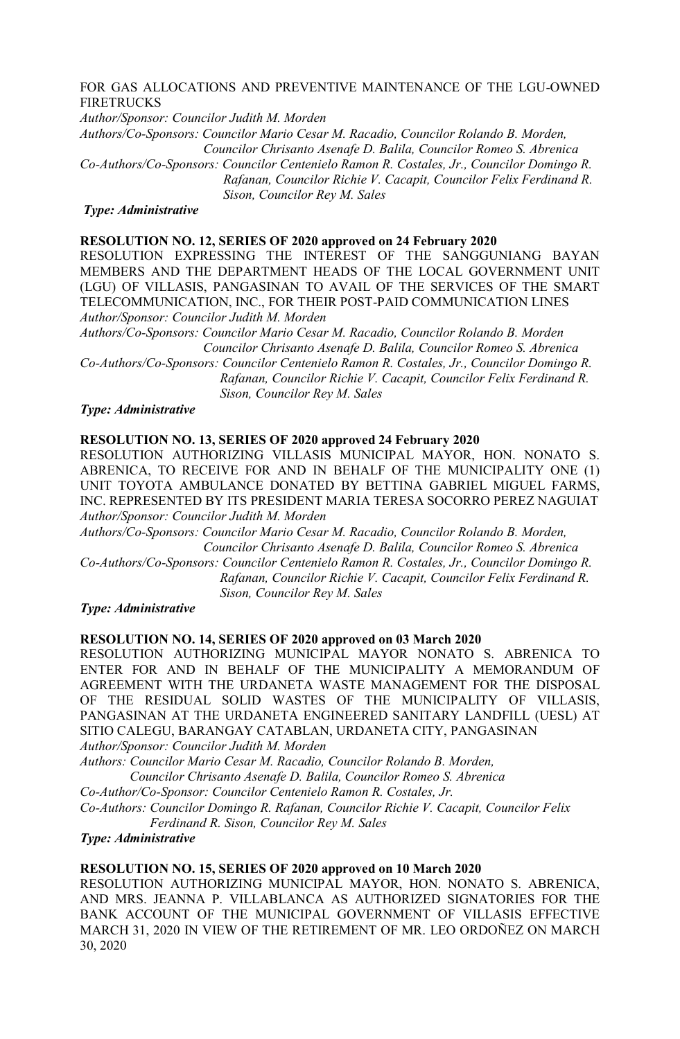FOR GAS ALLOCATIONS AND PREVENTIVE MAINTENANCE OF THE LGU-OWNED FIRETRUCKS

*Author/Sponsor: Councilor Judith M. Morden*

*Authors/Co-Sponsors: Councilor Mario Cesar M. Racadio, Councilor Rolando B. Morden, Councilor Chrisanto Asenafe D. Balila, Councilor Romeo S. Abrenica*

*Co-Authors/Co-Sponsors: Councilor Centenielo Ramon R. Costales, Jr., Councilor Domingo R. Rafanan, Councilor Richie V. Cacapit, Councilor Felix Ferdinand R. Sison, Councilor Rey M. Sales*

***Type: Administrative***

**RESOLUTION NO. 12, SERIES OF 2020 approved on 24 February 2020**

RESOLUTION EXPRESSING THE INTEREST OF THE SANGGUNIANG BAYAN MEMBERS AND THE DEPARTMENT HEADS OF THE LOCAL GOVERNMENT UNIT (LGU) OF VILLASIS, PANGASINAN TO AVAIL OF THE SERVICES OF THE SMART TELECOMMUNICATION, INC., FOR THEIR POST-PAID COMMUNICATION LINES

*Author/Sponsor: Councilor Judith M. Morden*

*Authors/Co-Sponsors: Councilor Mario Cesar M. Racadio, Councilor Rolando B. Morden Councilor Chrisanto Asenafe D. Balila, Councilor Romeo S. Abrenica*

*Co-Authors/Co-Sponsors: Councilor Centenielo Ramon R. Costales, Jr., Councilor Domingo R. Rafanan, Councilor Richie V. Cacapit, Councilor Felix Ferdinand R. Sison, Councilor Rey M. Sales*

***Type: Administrative***

**RESOLUTION NO. 13, SERIES OF 2020 approved 24 February 2020**

RESOLUTION AUTHORIZING VILLASIS MUNICIPAL MAYOR, HON. NONATO S. ABRENICA, TO RECEIVE FOR AND IN BEHALF OF THE MUNICIPALITY ONE (1) UNIT TOYOTA AMBULANCE DONATED BY BETTINA GABRIEL MIGUEL FARMS, INC. REPRESENTED BY ITS PRESIDENT MARIA TERESA SOCORRO PEREZ NAGUIAT

*Author/Sponsor: Councilor Judith M. Morden*

*Authors/Co-Sponsors: Councilor Mario Cesar M. Racadio, Councilor Rolando B. Morden, Councilor Chrisanto Asenafe D. Balila, Councilor Romeo S. Abrenica*

*Co-Authors/Co-Sponsors: Councilor Centenielo Ramon R. Costales, Jr., Councilor Domingo R. Rafanan, Councilor Richie V. Cacapit, Councilor Felix Ferdinand R. Sison, Councilor Rey M. Sales*

***Type: Administrative***

**RESOLUTION NO. 14, SERIES OF 2020 approved on 03 March 2020**

RESOLUTION AUTHORIZING MUNICIPAL MAYOR NONATO S. ABRENICA TO ENTER FOR AND IN BEHALF OF THE MUNICIPALITY A MEMORANDUM OF AGREEMENT WITH THE URDANETA WASTE MANAGEMENT FOR THE DISPOSAL OF THE RESIDUAL SOLID WASTES OF THE MUNICIPALITY OF VILLASIS, PANGASINAN AT THE URDANETA ENGINEERED SANITARY LANDFILL (UESL) AT SITIO CALEGU, BARANGAY CATABLAN, URDANETA CITY, PANGASINAN

*Author/Sponsor: Councilor Judith M. Morden*

*Authors: Councilor Mario Cesar M. Racadio, Councilor Rolando B. Morden, Councilor Chrisanto Asenafe D. Balila, Councilor Romeo S. Abrenica*

*Co-Author/Co-Sponsor: Councilor Centenielo Ramon R. Costales, Jr.*

*Co-Authors: Councilor Domingo R. Rafanan, Councilor Richie V. Cacapit, Councilor Felix Ferdinand R. Sison, Councilor Rey M. Sales*

***Type: Administrative***

**RESOLUTION NO. 15, SERIES OF 2020 approved on 10 March 2020**

RESOLUTION AUTHORIZING MUNICIPAL MAYOR, HON. NONATO S. ABRENICA, AND MRS. JEANNA P. VILLABLANCA AS AUTHORIZED SIGNATORIES FOR THE BANK ACCOUNT OF THE MUNICIPAL GOVERNMENT OF VILLASIS EFFECTIVE MARCH 31, 2020 IN VIEW OF THE RETIREMENT OF MR. LEO ORDOÑEZ ON MARCH 30, 2020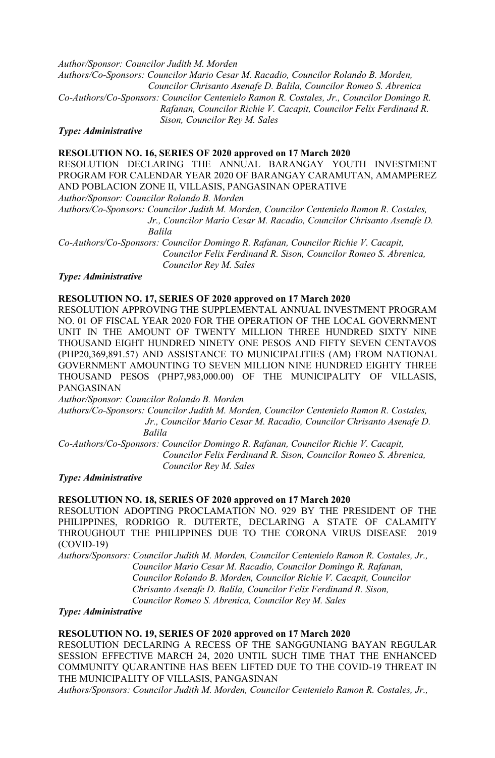*Author/Sponsor: Councilor Judith M. Morden*
*Authors/Co-Sponsors: Councilor Mario Cesar M. Racadio, Councilor Rolando B. Morden, Councilor Chrisanto Asenafe D. Balila, Councilor Romeo S. Abrenica*
*Co-Authors/Co-Sponsors: Councilor Centenielo Ramon R. Costales, Jr., Councilor Domingo R. Rafanan, Councilor Richie V. Cacapit, Councilor Felix Ferdinand R. Sison, Councilor Rey M. Sales*
***Type: Administrative***

**RESOLUTION NO. 16, SERIES OF 2020 approved on 17 March 2020**
RESOLUTION DECLARING THE ANNUAL BARANGAY YOUTH INVESTMENT PROGRAM FOR CALENDAR YEAR 2020 OF BARANGAY CARAMUTAN, AMAMPEREZ AND POBLACION ZONE II, VILLASIS, PANGASINAN OPERATIVE
*Author/Sponsor: Councilor Rolando B. Morden*
*Authors/Co-Sponsors: Councilor Judith M. Morden, Councilor Centenielo Ramon R. Costales, Jr., Councilor Mario Cesar M. Racadio, Councilor Chrisanto Asenafe D. Balila*
*Co-Authors/Co-Sponsors: Councilor Domingo R. Rafanan, Councilor Richie V. Cacapit, Councilor Felix Ferdinand R. Sison, Councilor Romeo S. Abrenica, Councilor Rey M. Sales*
***Type: Administrative***

**RESOLUTION NO. 17, SERIES OF 2020 approved on 17 March 2020**
RESOLUTION APPROVING THE SUPPLEMENTAL ANNUAL INVESTMENT PROGRAM NO. 01 OF FISCAL YEAR 2020 FOR THE OPERATION OF THE LOCAL GOVERNMENT UNIT IN THE AMOUNT OF TWENTY MILLION THREE HUNDRED SIXTY NINE THOUSAND EIGHT HUNDRED NINETY ONE PESOS AND FIFTY SEVEN CENTAVOS (PHP20,369,891.57) AND ASSISTANCE TO MUNICIPALITIES (AM) FROM NATIONAL GOVERNMENT AMOUNTING TO SEVEN MILLION NINE HUNDRED EIGHTY THREE THOUSAND PESOS (PHP7,983,000.00) OF THE MUNICIPALITY OF VILLASIS, PANGASINAN
*Author/Sponsor: Councilor Rolando B. Morden*
*Authors/Co-Sponsors: Councilor Judith M. Morden, Councilor Centenielo Ramon R. Costales, Jr., Councilor Mario Cesar M. Racadio, Councilor Chrisanto Asenafe D. Balila*
*Co-Authors/Co-Sponsors: Councilor Domingo R. Rafanan, Councilor Richie V. Cacapit, Councilor Felix Ferdinand R. Sison, Councilor Romeo S. Abrenica, Councilor Rey M. Sales*
***Type: Administrative***

**RESOLUTION NO. 18, SERIES OF 2020 approved on 17 March 2020**
RESOLUTION ADOPTING PROCLAMATION NO. 929 BY THE PRESIDENT OF THE PHILIPPINES, RODRIGO R. DUTERTE, DECLARING A STATE OF CALAMITY THROUGHOUT THE PHILIPPINES DUE TO THE CORONA VIRUS DISEASE 2019 (COVID-19)
*Authors/Sponsors: Councilor Judith M. Morden, Councilor Centenielo Ramon R. Costales, Jr., Councilor Mario Cesar M. Racadio, Councilor Domingo R. Rafanan, Councilor Rolando B. Morden, Councilor Richie V. Cacapit, Councilor Chrisanto Asenafe D. Balila, Councilor Felix Ferdinand R. Sison, Councilor Romeo S. Abrenica, Councilor Rey M. Sales*
***Type: Administrative***

**RESOLUTION NO. 19, SERIES OF 2020 approved on 17 March 2020**
RESOLUTION DECLARING A RECESS OF THE SANGGUNIANG BAYAN REGULAR SESSION EFFECTIVE MARCH 24, 2020 UNTIL SUCH TIME THAT THE ENHANCED COMMUNITY QUARANTINE HAS BEEN LIFTED DUE TO THE COVID-19 THREAT IN THE MUNICIPALITY OF VILLASIS, PANGASINAN
*Authors/Sponsors: Councilor Judith M. Morden, Councilor Centenielo Ramon R. Costales, Jr.,*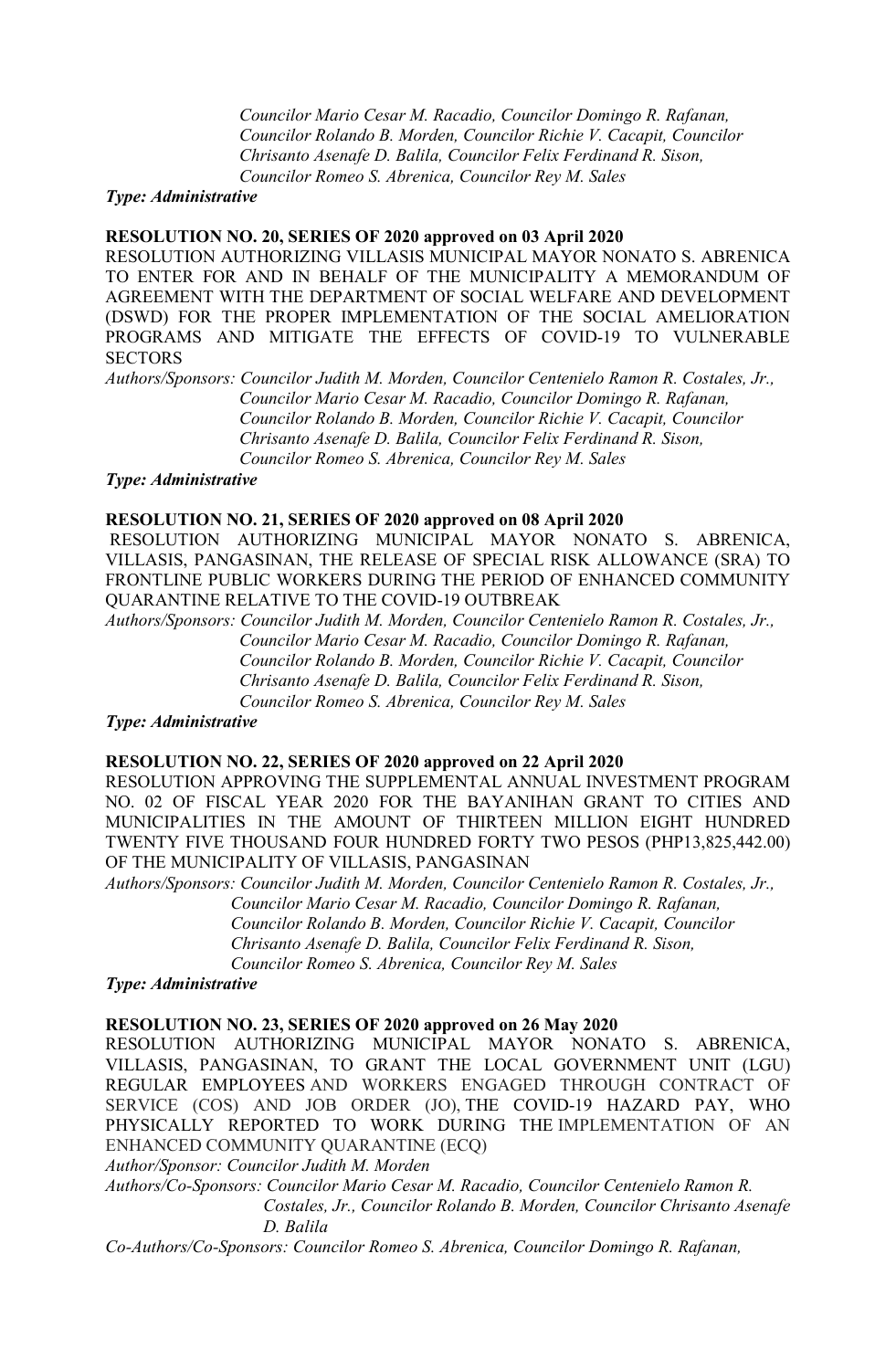*Councilor Mario Cesar M. Racadio, Councilor Domingo R. Rafanan, Councilor Rolando B. Morden, Councilor Richie V. Cacapit, Councilor Chrisanto Asenafe D. Balila, Councilor Felix Ferdinand R. Sison, Councilor Romeo S. Abrenica, Councilor Rey M. Sales*

***Type: Administrative***

**RESOLUTION NO. 20, SERIES OF 2020 approved on 03 April 2020**

RESOLUTION AUTHORIZING VILLASIS MUNICIPAL MAYOR NONATO S. ABRENICA TO ENTER FOR AND IN BEHALF OF THE MUNICIPALITY A MEMORANDUM OF AGREEMENT WITH THE DEPARTMENT OF SOCIAL WELFARE AND DEVELOPMENT (DSWD) FOR THE PROPER IMPLEMENTATION OF THE SOCIAL AMELIORATION PROGRAMS AND MITIGATE THE EFFECTS OF COVID-19 TO VULNERABLE SECTORS

*Authors/Sponsors: Councilor Judith M. Morden, Councilor Centenielo Ramon R. Costales, Jr., Councilor Mario Cesar M. Racadio, Councilor Domingo R. Rafanan, Councilor Rolando B. Morden, Councilor Richie V. Cacapit, Councilor Chrisanto Asenafe D. Balila, Councilor Felix Ferdinand R. Sison, Councilor Romeo S. Abrenica, Councilor Rey M. Sales*

***Type: Administrative***

**RESOLUTION NO. 21, SERIES OF 2020 approved on 08 April 2020**

RESOLUTION AUTHORIZING MUNICIPAL MAYOR NONATO S. ABRENICA, VILLASIS, PANGASINAN, THE RELEASE OF SPECIAL RISK ALLOWANCE (SRA) TO FRONTLINE PUBLIC WORKERS DURING THE PERIOD OF ENHANCED COMMUNITY QUARANTINE RELATIVE TO THE COVID-19 OUTBREAK

*Authors/Sponsors: Councilor Judith M. Morden, Councilor Centenielo Ramon R. Costales, Jr., Councilor Mario Cesar M. Racadio, Councilor Domingo R. Rafanan, Councilor Rolando B. Morden, Councilor Richie V. Cacapit, Councilor Chrisanto Asenafe D. Balila, Councilor Felix Ferdinand R. Sison, Councilor Romeo S. Abrenica, Councilor Rey M. Sales*

***Type: Administrative***

**RESOLUTION NO. 22, SERIES OF 2020 approved on 22 April 2020**

RESOLUTION APPROVING THE SUPPLEMENTAL ANNUAL INVESTMENT PROGRAM NO. 02 OF FISCAL YEAR 2020 FOR THE BAYANIHAN GRANT TO CITIES AND MUNICIPALITIES IN THE AMOUNT OF THIRTEEN MILLION EIGHT HUNDRED TWENTY FIVE THOUSAND FOUR HUNDRED FORTY TWO PESOS (PHP13,825,442.00) OF THE MUNICIPALITY OF VILLASIS, PANGASINAN

*Authors/Sponsors: Councilor Judith M. Morden, Councilor Centenielo Ramon R. Costales, Jr., Councilor Mario Cesar M. Racadio, Councilor Domingo R. Rafanan, Councilor Rolando B. Morden, Councilor Richie V. Cacapit, Councilor Chrisanto Asenafe D. Balila, Councilor Felix Ferdinand R. Sison, Councilor Romeo S. Abrenica, Councilor Rey M. Sales*

***Type: Administrative***

**RESOLUTION NO. 23, SERIES OF 2020 approved on 26 May 2020**

RESOLUTION AUTHORIZING MUNICIPAL MAYOR NONATO S. ABRENICA, VILLASIS, PANGASINAN, TO GRANT THE LOCAL GOVERNMENT UNIT (LGU) REGULAR EMPLOYEES AND WORKERS ENGAGED THROUGH CONTRACT OF SERVICE (COS) AND JOB ORDER (JO), THE COVID-19 HAZARD PAY, WHO PHYSICALLY REPORTED TO WORK DURING THE IMPLEMENTATION OF AN ENHANCED COMMUNITY QUARANTINE (ECQ)

*Author/Sponsor: Councilor Judith M. Morden*

*Authors/Co-Sponsors: Councilor Mario Cesar M. Racadio, Councilor Centenielo Ramon R. Costales, Jr., Councilor Rolando B. Morden, Councilor Chrisanto Asenafe D. Balila*

*Co-Authors/Co-Sponsors: Councilor Romeo S. Abrenica, Councilor Domingo R. Rafanan,*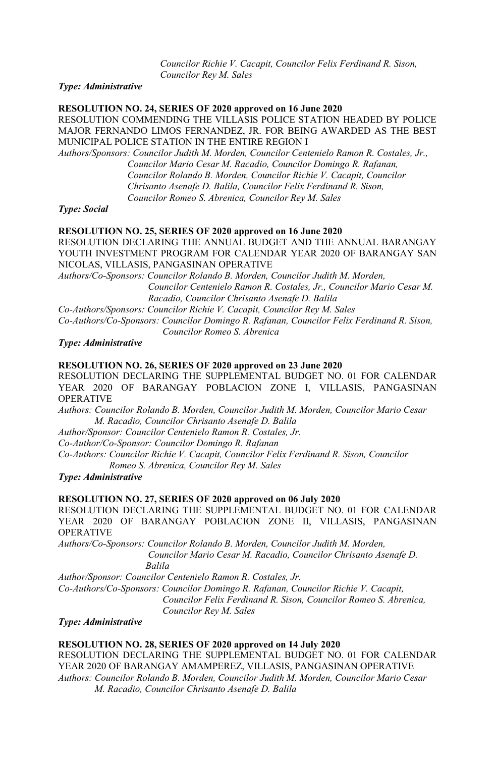*Councilor Richie V. Cacapit, Councilor Felix Ferdinand R. Sison, Councilor Rey M. Sales*

***Type: Administrative***

**RESOLUTION NO. 24, SERIES OF 2020 approved on 16 June 2020**

RESOLUTION COMMENDING THE VILLASIS POLICE STATION HEADED BY POLICE MAJOR FERNANDO LIMOS FERNANDEZ, JR. FOR BEING AWARDED AS THE BEST MUNICIPAL POLICE STATION IN THE ENTIRE REGION I

*Authors/Sponsors: Councilor Judith M. Morden, Councilor Centenielo Ramon R. Costales, Jr., Councilor Mario Cesar M. Racadio, Councilor Domingo R. Rafanan, Councilor Rolando B. Morden, Councilor Richie V. Cacapit, Councilor Chrisanto Asenafe D. Balila, Councilor Felix Ferdinand R. Sison, Councilor Romeo S. Abrenica, Councilor Rey M. Sales*

***Type: Social***

**RESOLUTION NO. 25, SERIES OF 2020 approved on 16 June 2020**

RESOLUTION DECLARING THE ANNUAL BUDGET AND THE ANNUAL BARANGAY YOUTH INVESTMENT PROGRAM FOR CALENDAR YEAR 2020 OF BARANGAY SAN NICOLAS, VILLASIS, PANGASINAN OPERATIVE

*Authors/Co-Sponsors: Councilor Rolando B. Morden, Councilor Judith M. Morden, Councilor Centenielo Ramon R. Costales, Jr., Councilor Mario Cesar M. Racadio, Councilor Chrisanto Asenafe D. Balila*

*Co-Authors/Sponsors: Councilor Richie V. Cacapit, Councilor Rey M. Sales*

*Co-Authors/Co-Sponsors: Councilor Domingo R. Rafanan, Councilor Felix Ferdinand R. Sison, Councilor Romeo S. Abrenica*

***Type: Administrative***

**RESOLUTION NO. 26, SERIES OF 2020 approved on 23 June 2020**

RESOLUTION DECLARING THE SUPPLEMENTAL BUDGET NO. 01 FOR CALENDAR YEAR 2020 OF BARANGAY POBLACION ZONE I, VILLASIS, PANGASINAN OPERATIVE

*Authors: Councilor Rolando B. Morden, Councilor Judith M. Morden, Councilor Mario Cesar M. Racadio, Councilor Chrisanto Asenafe D. Balila*

*Author/Sponsor: Councilor Centenielo Ramon R. Costales, Jr.*

*Co-Author/Co-Sponsor: Councilor Domingo R. Rafanan*

*Co-Authors: Councilor Richie V. Cacapit, Councilor Felix Ferdinand R. Sison, Councilor Romeo S. Abrenica, Councilor Rey M. Sales*

***Type: Administrative***

**RESOLUTION NO. 27, SERIES OF 2020 approved on 06 July 2020**

RESOLUTION DECLARING THE SUPPLEMENTAL BUDGET NO. 01 FOR CALENDAR YEAR 2020 OF BARANGAY POBLACION ZONE II, VILLASIS, PANGASINAN OPERATIVE

*Authors/Co-Sponsors: Councilor Rolando B. Morden, Councilor Judith M. Morden, Councilor Mario Cesar M. Racadio, Councilor Chrisanto Asenafe D. Balila*

*Author/Sponsor: Councilor Centenielo Ramon R. Costales, Jr.*

*Co-Authors/Co-Sponsors: Councilor Domingo R. Rafanan, Councilor Richie V. Cacapit, Councilor Felix Ferdinand R. Sison, Councilor Romeo S. Abrenica, Councilor Rey M. Sales*

***Type: Administrative***

**RESOLUTION NO. 28, SERIES OF 2020 approved on 14 July 2020**

RESOLUTION DECLARING THE SUPPLEMENTAL BUDGET NO. 01 FOR CALENDAR YEAR 2020 OF BARANGAY AMAMPEREZ, VILLASIS, PANGASINAN OPERATIVE

*Authors: Councilor Rolando B. Morden, Councilor Judith M. Morden, Councilor Mario Cesar M. Racadio, Councilor Chrisanto Asenafe D. Balila*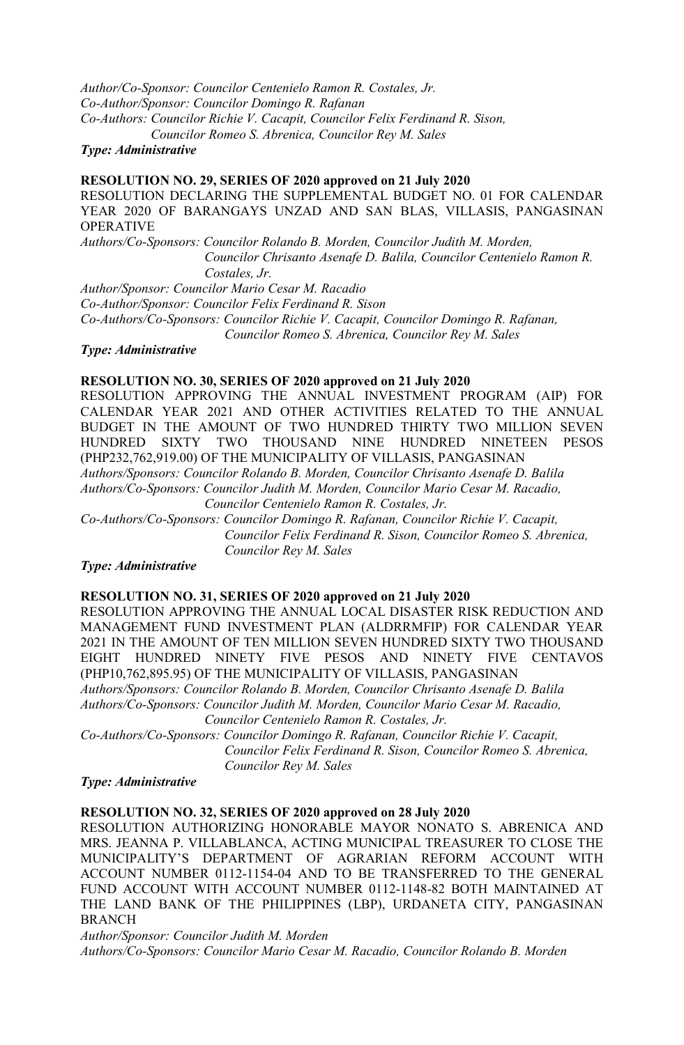*Author/Co-Sponsor: Councilor Centenielo Ramon R. Costales, Jr.*
*Co-Author/Sponsor: Councilor Domingo R. Rafanan*
*Co-Authors: Councilor Richie V. Cacapit, Councilor Felix Ferdinand R. Sison,*
*Councilor Romeo S. Abrenica, Councilor Rey M. Sales*
***Type: Administrative***

**RESOLUTION NO. 29, SERIES OF 2020 approved on 21 July 2020**
RESOLUTION DECLARING THE SUPPLEMENTAL BUDGET NO. 01 FOR CALENDAR YEAR 2020 OF BARANGAYS UNZAD AND SAN BLAS, VILLASIS, PANGASINAN OPERATIVE
*Authors/Co-Sponsors: Councilor Rolando B. Morden, Councilor Judith M. Morden,*
*Councilor Chrisanto Asenafe D. Balila, Councilor Centenielo Ramon R. Costales, Jr.*
*Author/Sponsor: Councilor Mario Cesar M. Racadio*
*Co-Author/Sponsor: Councilor Felix Ferdinand R. Sison*
*Co-Authors/Co-Sponsors: Councilor Richie V. Cacapit, Councilor Domingo R. Rafanan,*
*Councilor Romeo S. Abrenica, Councilor Rey M. Sales*
***Type: Administrative***

**RESOLUTION NO. 30, SERIES OF 2020 approved on 21 July 2020**
RESOLUTION APPROVING THE ANNUAL INVESTMENT PROGRAM (AIP) FOR CALENDAR YEAR 2021 AND OTHER ACTIVITIES RELATED TO THE ANNUAL BUDGET IN THE AMOUNT OF TWO HUNDRED THIRTY TWO MILLION SEVEN HUNDRED SIXTY TWO THOUSAND NINE HUNDRED NINETEEN PESOS (PHP232,762,919.00) OF THE MUNICIPALITY OF VILLASIS, PANGASINAN
*Authors/Sponsors: Councilor Rolando B. Morden, Councilor Chrisanto Asenafe D. Balila*
*Authors/Co-Sponsors: Councilor Judith M. Morden, Councilor Mario Cesar M. Racadio,*
*Councilor Centenielo Ramon R. Costales, Jr.*
*Co-Authors/Co-Sponsors: Councilor Domingo R. Rafanan, Councilor Richie V. Cacapit,*
*Councilor Felix Ferdinand R. Sison, Councilor Romeo S. Abrenica,*
*Councilor Rey M. Sales*
***Type: Administrative***

**RESOLUTION NO. 31, SERIES OF 2020 approved on 21 July 2020**
RESOLUTION APPROVING THE ANNUAL LOCAL DISASTER RISK REDUCTION AND MANAGEMENT FUND INVESTMENT PLAN (ALDRRMFIP) FOR CALENDAR YEAR 2021 IN THE AMOUNT OF TEN MILLION SEVEN HUNDRED SIXTY TWO THOUSAND EIGHT HUNDRED NINETY FIVE PESOS AND NINETY FIVE CENTAVOS (PHP10,762,895.95) OF THE MUNICIPALITY OF VILLASIS, PANGASINAN
*Authors/Sponsors: Councilor Rolando B. Morden, Councilor Chrisanto Asenafe D. Balila*
*Authors/Co-Sponsors: Councilor Judith M. Morden, Councilor Mario Cesar M. Racadio,*
*Councilor Centenielo Ramon R. Costales, Jr.*
*Co-Authors/Co-Sponsors: Councilor Domingo R. Rafanan, Councilor Richie V. Cacapit,*
*Councilor Felix Ferdinand R. Sison, Councilor Romeo S. Abrenica,*
*Councilor Rey M. Sales*
***Type: Administrative***

**RESOLUTION NO. 32, SERIES OF 2020 approved on 28 July 2020**
RESOLUTION AUTHORIZING HONORABLE MAYOR NONATO S. ABRENICA AND MRS. JEANNA P. VILLABLANCA, ACTING MUNICIPAL TREASURER TO CLOSE THE MUNICIPALITY'S DEPARTMENT OF AGRARIAN REFORM ACCOUNT WITH ACCOUNT NUMBER 0112-1154-04 AND TO BE TRANSFERRED TO THE GENERAL FUND ACCOUNT WITH ACCOUNT NUMBER 0112-1148-82 BOTH MAINTAINED AT THE LAND BANK OF THE PHILIPPINES (LBP), URDANETA CITY, PANGASINAN BRANCH
*Author/Sponsor: Councilor Judith M. Morden*
*Authors/Co-Sponsors: Councilor Mario Cesar M. Racadio, Councilor Rolando B. Morden*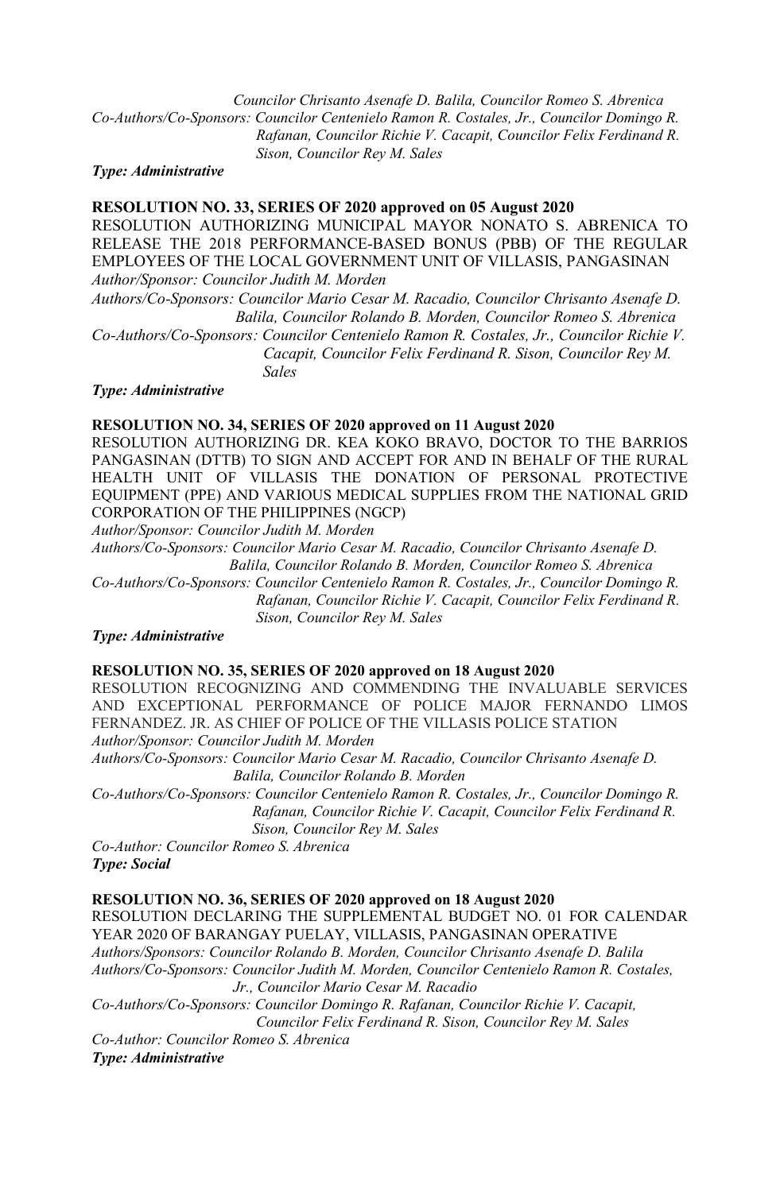*Councilor Chrisanto Asenafe D. Balila, Councilor Romeo S. Abrenica*
*Co-Authors/Co-Sponsors: Councilor Centenielo Ramon R. Costales, Jr., Councilor Domingo R. Rafanan, Councilor Richie V. Cacapit, Councilor Felix Ferdinand R. Sison, Councilor Rey M. Sales*
***Type: Administrative***

**RESOLUTION NO. 33, SERIES OF 2020 approved on 05 August 2020**
RESOLUTION AUTHORIZING MUNICIPAL MAYOR NONATO S. ABRENICA TO RELEASE THE 2018 PERFORMANCE-BASED BONUS (PBB) OF THE REGULAR EMPLOYEES OF THE LOCAL GOVERNMENT UNIT OF VILLASIS, PANGASINAN
*Author/Sponsor: Councilor Judith M. Morden*
*Authors/Co-Sponsors: Councilor Mario Cesar M. Racadio, Councilor Chrisanto Asenafe D. Balila, Councilor Rolando B. Morden, Councilor Romeo S. Abrenica*
*Co-Authors/Co-Sponsors: Councilor Centenielo Ramon R. Costales, Jr., Councilor Richie V. Cacapit, Councilor Felix Ferdinand R. Sison, Councilor Rey M. Sales*
***Type: Administrative***

**RESOLUTION NO. 34, SERIES OF 2020 approved on 11 August 2020**
RESOLUTION AUTHORIZING DR. KEA KOKO BRAVO, DOCTOR TO THE BARRIOS PANGASINAN (DTTB) TO SIGN AND ACCEPT FOR AND IN BEHALF OF THE RURAL HEALTH UNIT OF VILLASIS THE DONATION OF PERSONAL PROTECTIVE EQUIPMENT (PPE) AND VARIOUS MEDICAL SUPPLIES FROM THE NATIONAL GRID CORPORATION OF THE PHILIPPINES (NGCP)
*Author/Sponsor: Councilor Judith M. Morden*
*Authors/Co-Sponsors: Councilor Mario Cesar M. Racadio, Councilor Chrisanto Asenafe D. Balila, Councilor Rolando B. Morden, Councilor Romeo S. Abrenica*
*Co-Authors/Co-Sponsors: Councilor Centenielo Ramon R. Costales, Jr., Councilor Domingo R. Rafanan, Councilor Richie V. Cacapit, Councilor Felix Ferdinand R. Sison, Councilor Rey M. Sales*
***Type: Administrative***

**RESOLUTION NO. 35, SERIES OF 2020 approved on 18 August 2020**
RESOLUTION RECOGNIZING AND COMMENDING THE INVALUABLE SERVICES AND EXCEPTIONAL PERFORMANCE OF POLICE MAJOR FERNANDO LIMOS FERNANDEZ. JR. AS CHIEF OF POLICE OF THE VILLASIS POLICE STATION
*Author/Sponsor: Councilor Judith M. Morden*
*Authors/Co-Sponsors: Councilor Mario Cesar M. Racadio, Councilor Chrisanto Asenafe D. Balila, Councilor Rolando B. Morden*
*Co-Authors/Co-Sponsors: Councilor Centenielo Ramon R. Costales, Jr., Councilor Domingo R. Rafanan, Councilor Richie V. Cacapit, Councilor Felix Ferdinand R. Sison, Councilor Rey M. Sales*
*Co-Author: Councilor Romeo S. Abrenica*
***Type: Social***

**RESOLUTION NO. 36, SERIES OF 2020 approved on 18 August 2020**
RESOLUTION DECLARING THE SUPPLEMENTAL BUDGET NO. 01 FOR CALENDAR YEAR 2020 OF BARANGAY PUELAY, VILLASIS, PANGASINAN OPERATIVE
*Authors/Sponsors: Councilor Rolando B. Morden, Councilor Chrisanto Asenafe D. Balila*
*Authors/Co-Sponsors: Councilor Judith M. Morden, Councilor Centenielo Ramon R. Costales, Jr., Councilor Mario Cesar M. Racadio*
*Co-Authors/Co-Sponsors: Councilor Domingo R. Rafanan, Councilor Richie V. Cacapit, Councilor Felix Ferdinand R. Sison, Councilor Rey M. Sales*
*Co-Author: Councilor Romeo S. Abrenica*
***Type: Administrative***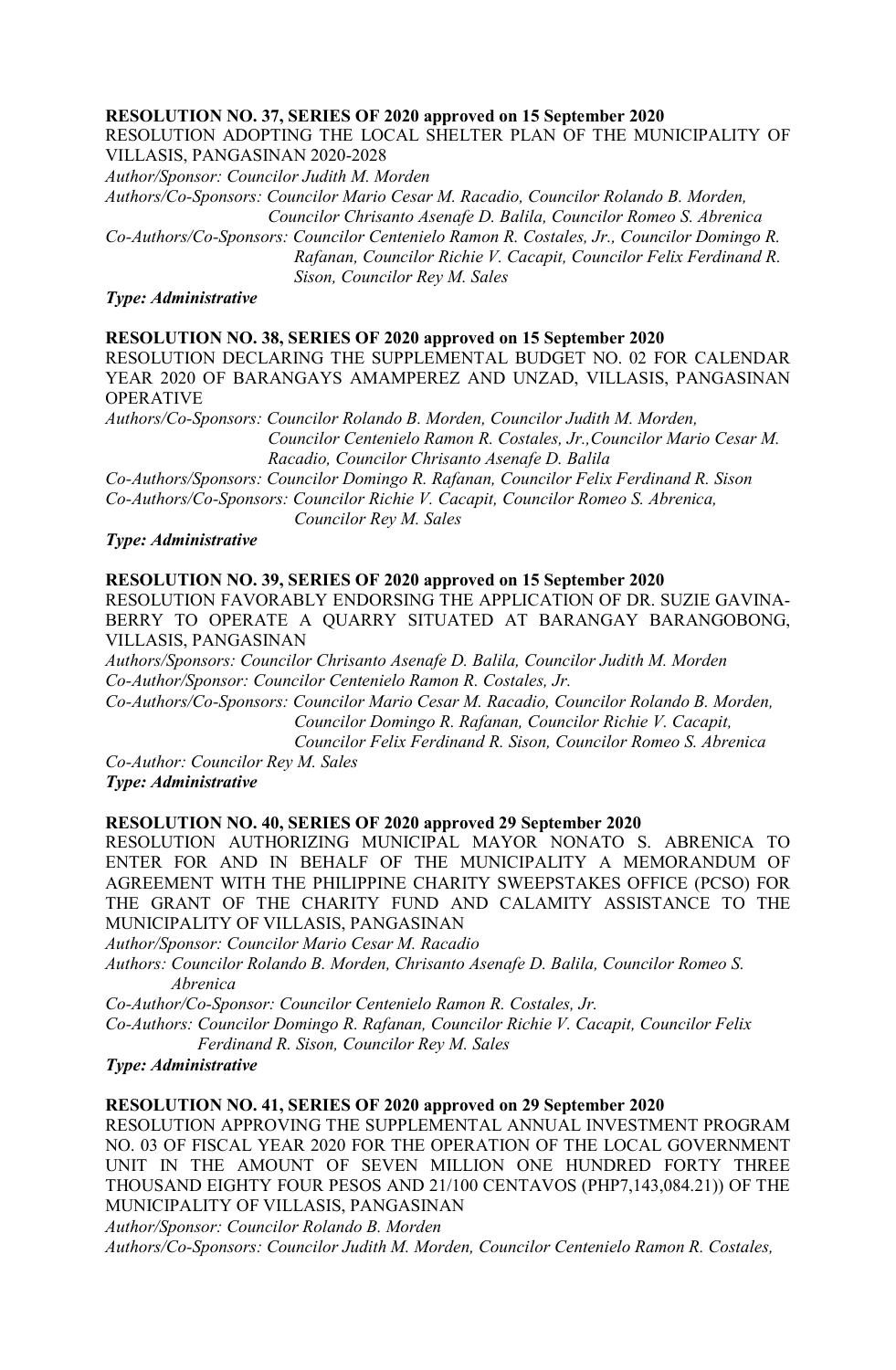**RESOLUTION NO. 37, SERIES OF 2020 approved on 15 September 2020**

RESOLUTION ADOPTING THE LOCAL SHELTER PLAN OF THE MUNICIPALITY OF VILLASIS, PANGASINAN 2020-2028

*Author/Sponsor: Councilor Judith M. Morden*

*Authors/Co-Sponsors: Councilor Mario Cesar M. Racadio, Councilor Rolando B. Morden, Councilor Chrisanto Asenafe D. Balila, Councilor Romeo S. Abrenica*

*Co-Authors/Co-Sponsors: Councilor Centenielo Ramon R. Costales, Jr., Councilor Domingo R. Rafanan, Councilor Richie V. Cacapit, Councilor Felix Ferdinand R. Sison, Councilor Rey M. Sales*

***Type: Administrative***

**RESOLUTION NO. 38, SERIES OF 2020 approved on 15 September 2020**

RESOLUTION DECLARING THE SUPPLEMENTAL BUDGET NO. 02 FOR CALENDAR YEAR 2020 OF BARANGAYS AMAMPEREZ AND UNZAD, VILLASIS, PANGASINAN OPERATIVE

*Authors/Co-Sponsors: Councilor Rolando B. Morden, Councilor Judith M. Morden, Councilor Centenielo Ramon R. Costales, Jr.,Councilor Mario Cesar M. Racadio, Councilor Chrisanto Asenafe D. Balila*

*Co-Authors/Sponsors: Councilor Domingo R. Rafanan, Councilor Felix Ferdinand R. Sison*

*Co-Authors/Co-Sponsors: Councilor Richie V. Cacapit, Councilor Romeo S. Abrenica, Councilor Rey M. Sales*

***Type: Administrative***

**RESOLUTION NO. 39, SERIES OF 2020 approved on 15 September 2020**

RESOLUTION FAVORABLY ENDORSING THE APPLICATION OF DR. SUZIE GAVINA-BERRY TO OPERATE A QUARRY SITUATED AT BARANGAY BARANGOBONG, VILLASIS, PANGASINAN

*Authors/Sponsors: Councilor Chrisanto Asenafe D. Balila, Councilor Judith M. Morden*

*Co-Author/Sponsor: Councilor Centenielo Ramon R. Costales, Jr.*

*Co-Authors/Co-Sponsors: Councilor Mario Cesar M. Racadio, Councilor Rolando B. Morden, Councilor Domingo R. Rafanan, Councilor Richie V. Cacapit, Councilor Felix Ferdinand R. Sison, Councilor Romeo S. Abrenica*

*Co-Author: Councilor Rey M. Sales*

***Type: Administrative***

**RESOLUTION NO. 40, SERIES OF 2020 approved 29 September 2020**

RESOLUTION AUTHORIZING MUNICIPAL MAYOR NONATO S. ABRENICA TO ENTER FOR AND IN BEHALF OF THE MUNICIPALITY A MEMORANDUM OF AGREEMENT WITH THE PHILIPPINE CHARITY SWEEPSTAKES OFFICE (PCSO) FOR THE GRANT OF THE CHARITY FUND AND CALAMITY ASSISTANCE TO THE MUNICIPALITY OF VILLASIS, PANGASINAN

*Author/Sponsor: Councilor Mario Cesar M. Racadio*

*Authors: Councilor Rolando B. Morden, Chrisanto Asenafe D. Balila, Councilor Romeo S. Abrenica*

*Co-Author/Co-Sponsor: Councilor Centenielo Ramon R. Costales, Jr.*

*Co-Authors: Councilor Domingo R. Rafanan, Councilor Richie V. Cacapit, Councilor Felix Ferdinand R. Sison, Councilor Rey M. Sales*

***Type: Administrative***

**RESOLUTION NO. 41, SERIES OF 2020 approved on 29 September 2020**

RESOLUTION APPROVING THE SUPPLEMENTAL ANNUAL INVESTMENT PROGRAM NO. 03 OF FISCAL YEAR 2020 FOR THE OPERATION OF THE LOCAL GOVERNMENT UNIT IN THE AMOUNT OF SEVEN MILLION ONE HUNDRED FORTY THREE THOUSAND EIGHTY FOUR PESOS AND 21/100 CENTAVOS (PHP7,143,084.21)) OF THE MUNICIPALITY OF VILLASIS, PANGASINAN

*Author/Sponsor: Councilor Rolando B. Morden*

*Authors/Co-Sponsors: Councilor Judith M. Morden, Councilor Centenielo Ramon R. Costales,*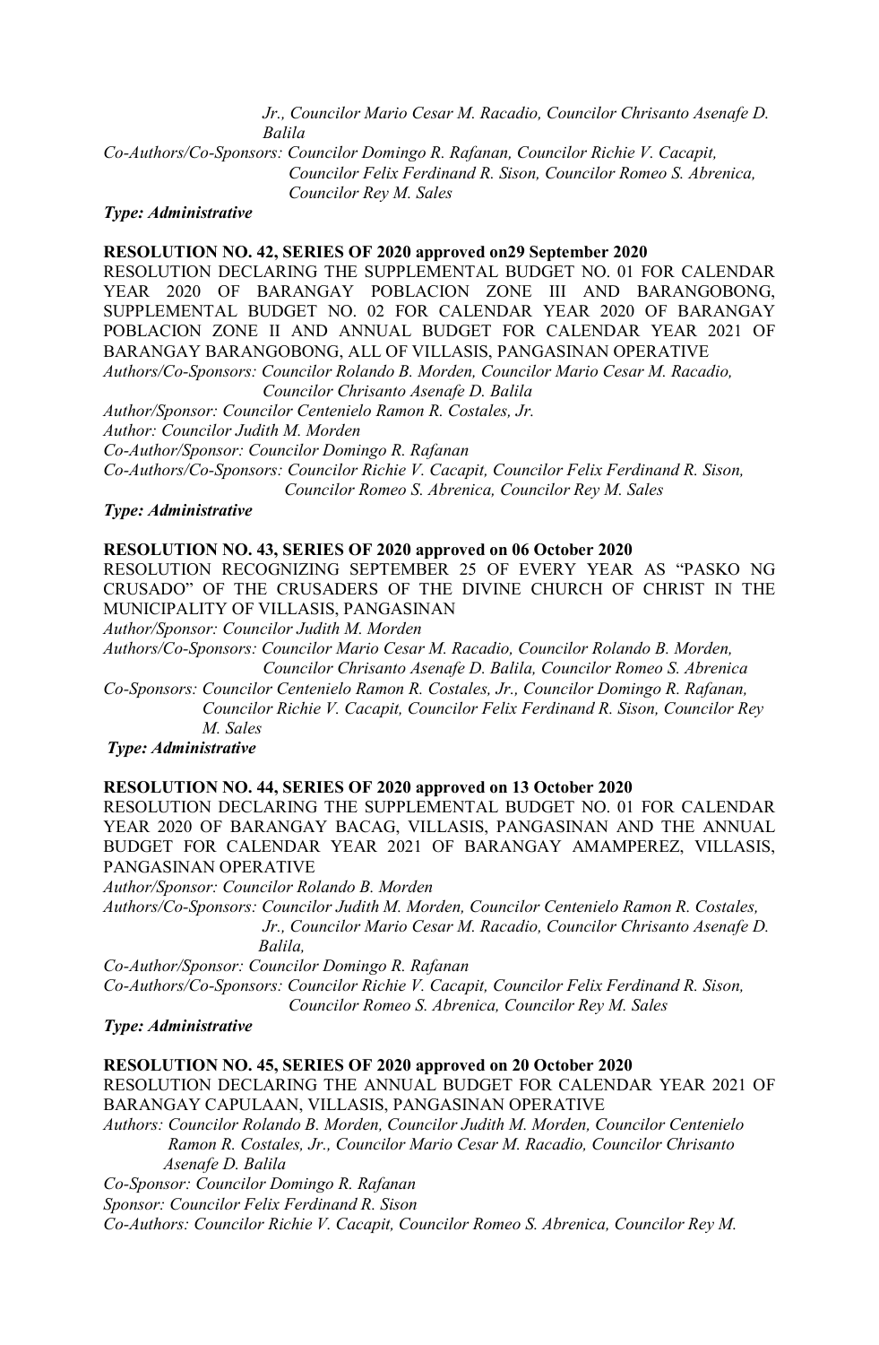*Jr., Councilor Mario Cesar M. Racadio, Councilor Chrisanto Asenafe D. Balila*

*Co-Authors/Co-Sponsors: Councilor Domingo R. Rafanan, Councilor Richie V. Cacapit, Councilor Felix Ferdinand R. Sison, Councilor Romeo S. Abrenica, Councilor Rey M. Sales*

***Type: Administrative***

**RESOLUTION NO. 42, SERIES OF 2020 approved on29 September 2020**

RESOLUTION DECLARING THE SUPPLEMENTAL BUDGET NO. 01 FOR CALENDAR YEAR 2020 OF BARANGAY POBLACION ZONE III AND BARANGOBONG, SUPPLEMENTAL BUDGET NO. 02 FOR CALENDAR YEAR 2020 OF BARANGAY POBLACION ZONE II AND ANNUAL BUDGET FOR CALENDAR YEAR 2021 OF BARANGAY BARANGOBONG, ALL OF VILLASIS, PANGASINAN OPERATIVE

*Authors/Co-Sponsors: Councilor Rolando B. Morden, Councilor Mario Cesar M. Racadio, Councilor Chrisanto Asenafe D. Balila*

*Author/Sponsor: Councilor Centenielo Ramon R. Costales, Jr.*

*Author: Councilor Judith M. Morden*

*Co-Author/Sponsor: Councilor Domingo R. Rafanan*

*Co-Authors/Co-Sponsors: Councilor Richie V. Cacapit, Councilor Felix Ferdinand R. Sison, Councilor Romeo S. Abrenica, Councilor Rey M. Sales*

***Type: Administrative***

**RESOLUTION NO. 43, SERIES OF 2020 approved on 06 October 2020**

RESOLUTION RECOGNIZING SEPTEMBER 25 OF EVERY YEAR AS "PASKO NG CRUSADO" OF THE CRUSADERS OF THE DIVINE CHURCH OF CHRIST IN THE MUNICIPALITY OF VILLASIS, PANGASINAN

*Author/Sponsor: Councilor Judith M. Morden*

*Authors/Co-Sponsors: Councilor Mario Cesar M. Racadio, Councilor Rolando B. Morden, Councilor Chrisanto Asenafe D. Balila, Councilor Romeo S. Abrenica*

*Co-Sponsors: Councilor Centenielo Ramon R. Costales, Jr., Councilor Domingo R. Rafanan, Councilor Richie V. Cacapit, Councilor Felix Ferdinand R. Sison, Councilor Rey M. Sales*

***Type: Administrative***

**RESOLUTION NO. 44, SERIES OF 2020 approved on 13 October 2020**

RESOLUTION DECLARING THE SUPPLEMENTAL BUDGET NO. 01 FOR CALENDAR YEAR 2020 OF BARANGAY BACAG, VILLASIS, PANGASINAN AND THE ANNUAL BUDGET FOR CALENDAR YEAR 2021 OF BARANGAY AMAMPEREZ, VILLASIS, PANGASINAN OPERATIVE

*Author/Sponsor: Councilor Rolando B. Morden*

*Authors/Co-Sponsors: Councilor Judith M. Morden, Councilor Centenielo Ramon R. Costales, Jr., Councilor Mario Cesar M. Racadio, Councilor Chrisanto Asenafe D. Balila,*

*Co-Author/Sponsor: Councilor Domingo R. Rafanan*

*Co-Authors/Co-Sponsors: Councilor Richie V. Cacapit, Councilor Felix Ferdinand R. Sison, Councilor Romeo S. Abrenica, Councilor Rey M. Sales*

***Type: Administrative***

**RESOLUTION NO. 45, SERIES OF 2020 approved on 20 October 2020**

RESOLUTION DECLARING THE ANNUAL BUDGET FOR CALENDAR YEAR 2021 OF BARANGAY CAPULAAN, VILLASIS, PANGASINAN OPERATIVE

*Authors: Councilor Rolando B. Morden, Councilor Judith M. Morden, Councilor Centenielo Ramon R. Costales, Jr., Councilor Mario Cesar M. Racadio, Councilor Chrisanto Asenafe D. Balila*

*Co-Sponsor: Councilor Domingo R. Rafanan*

*Sponsor: Councilor Felix Ferdinand R. Sison*

*Co-Authors: Councilor Richie V. Cacapit, Councilor Romeo S. Abrenica, Councilor Rey M.*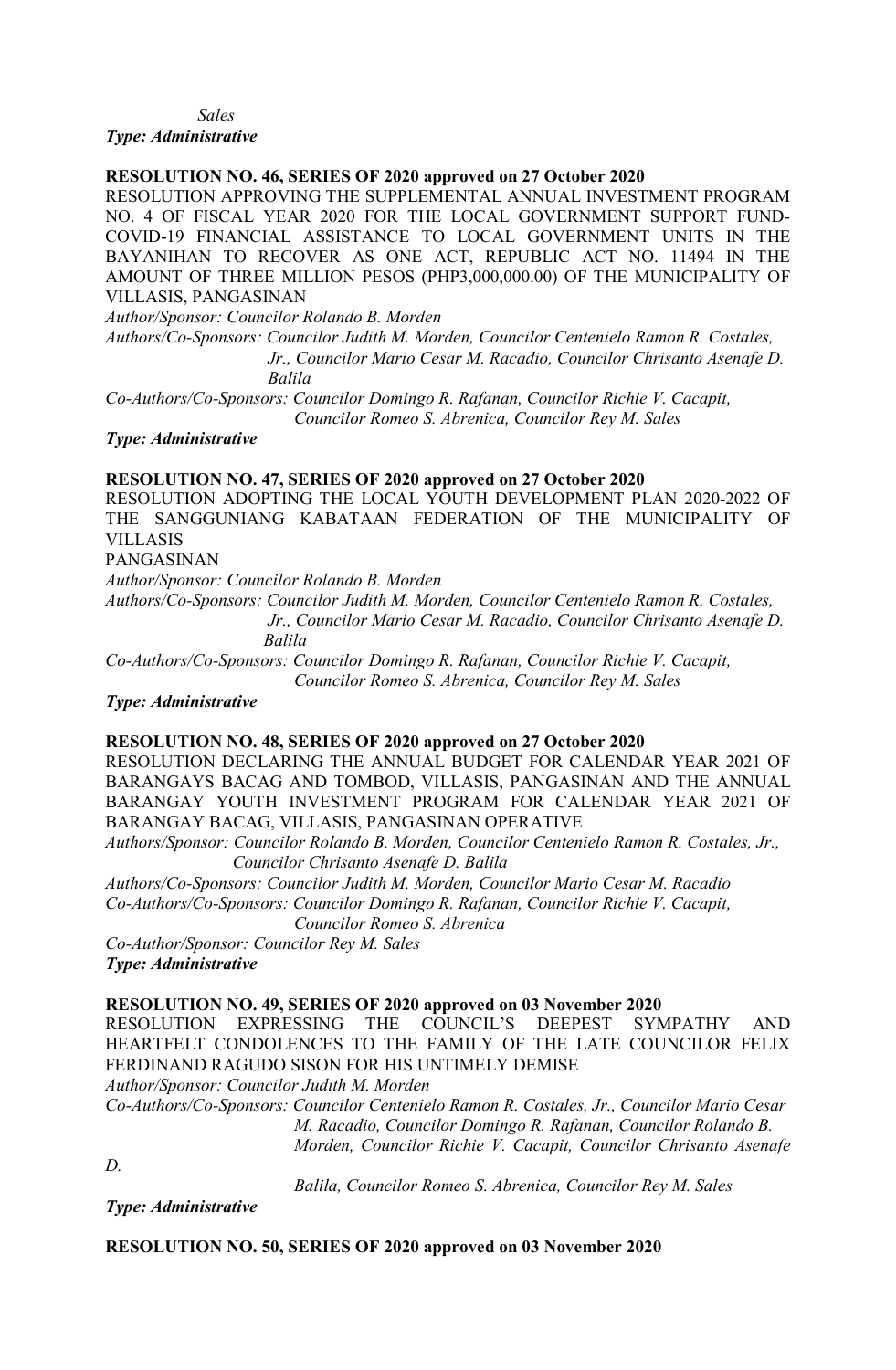*Sales*
***Type: Administrative***

**RESOLUTION NO. 46, SERIES OF 2020 approved on 27 October 2020**
RESOLUTION APPROVING THE SUPPLEMENTAL ANNUAL INVESTMENT PROGRAM NO. 4 OF FISCAL YEAR 2020 FOR THE LOCAL GOVERNMENT SUPPORT FUND-COVID-19 FINANCIAL ASSISTANCE TO LOCAL GOVERNMENT UNITS IN THE BAYANIHAN TO RECOVER AS ONE ACT, REPUBLIC ACT NO. 11494 IN THE AMOUNT OF THREE MILLION PESOS (PHP3,000,000.00) OF THE MUNICIPALITY OF VILLASIS, PANGASINAN
*Author/Sponsor: Councilor Rolando B. Morden*
*Authors/Co-Sponsors: Councilor Judith M. Morden, Councilor Centenielo Ramon R. Costales, Jr., Councilor Mario Cesar M. Racadio, Councilor Chrisanto Asenafe D. Balila*
*Co-Authors/Co-Sponsors: Councilor Domingo R. Rafanan, Councilor Richie V. Cacapit, Councilor Romeo S. Abrenica, Councilor Rey M. Sales*
***Type: Administrative***

**RESOLUTION NO. 47, SERIES OF 2020 approved on 27 October 2020**
RESOLUTION ADOPTING THE LOCAL YOUTH DEVELOPMENT PLAN 2020-2022 OF THE SANGGUNIANG KABATAAN FEDERATION OF THE MUNICIPALITY OF VILLASIS
PANGASINAN
*Author/Sponsor: Councilor Rolando B. Morden*
*Authors/Co-Sponsors: Councilor Judith M. Morden, Councilor Centenielo Ramon R. Costales, Jr., Councilor Mario Cesar M. Racadio, Councilor Chrisanto Asenafe D. Balila*
*Co-Authors/Co-Sponsors: Councilor Domingo R. Rafanan, Councilor Richie V. Cacapit, Councilor Romeo S. Abrenica, Councilor Rey M. Sales*
***Type: Administrative***

**RESOLUTION NO. 48, SERIES OF 2020 approved on 27 October 2020**
RESOLUTION DECLARING THE ANNUAL BUDGET FOR CALENDAR YEAR 2021 OF BARANGAYS BACAG AND TOMBOD, VILLASIS, PANGASINAN AND THE ANNUAL BARANGAY YOUTH INVESTMENT PROGRAM FOR CALENDAR YEAR 2021 OF BARANGAY BACAG, VILLASIS, PANGASINAN OPERATIVE
*Authors/Sponsor: Councilor Rolando B. Morden, Councilor Centenielo Ramon R. Costales, Jr., Councilor Chrisanto Asenafe D. Balila*
*Authors/Co-Sponsors: Councilor Judith M. Morden, Councilor Mario Cesar M. Racadio*
*Co-Authors/Co-Sponsors: Councilor Domingo R. Rafanan, Councilor Richie V. Cacapit, Councilor Romeo S. Abrenica*
*Co-Author/Sponsor: Councilor Rey M. Sales*
***Type: Administrative***

**RESOLUTION NO. 49, SERIES OF 2020 approved on 03 November 2020**
RESOLUTION EXPRESSING THE COUNCIL'S DEEPEST SYMPATHY AND HEARTFELT CONDOLENCES TO THE FAMILY OF THE LATE COUNCILOR FELIX FERDINAND RAGUDO SISON FOR HIS UNTIMELY DEMISE
*Author/Sponsor: Councilor Judith M. Morden*
*Co-Authors/Co-Sponsors: Councilor Centenielo Ramon R. Costales, Jr., Councilor Mario Cesar M. Racadio, Councilor Domingo R. Rafanan, Councilor Rolando B. Morden, Councilor Richie V. Cacapit, Councilor Chrisanto Asenafe D. Balila, Councilor Romeo S. Abrenica, Councilor Rey M. Sales*
***Type: Administrative***

**RESOLUTION NO. 50, SERIES OF 2020 approved on 03 November 2020**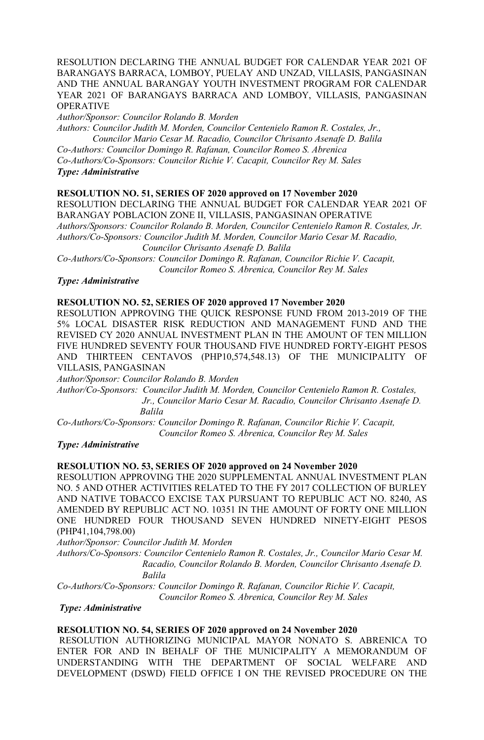RESOLUTION DECLARING THE ANNUAL BUDGET FOR CALENDAR YEAR 2021 OF BARANGAYS BARRACA, LOMBOY, PUELAY AND UNZAD, VILLASIS, PANGASINAN AND THE ANNUAL BARANGAY YOUTH INVESTMENT PROGRAM FOR CALENDAR YEAR 2021 OF BARANGAYS BARRACA AND LOMBOY, VILLASIS, PANGASINAN OPERATIVE

*Author/Sponsor: Councilor Rolando B. Morden*
*Authors: Councilor Judith M. Morden, Councilor Centenielo Ramon R. Costales, Jr., Councilor Mario Cesar M. Racadio, Councilor Chrisanto Asenafe D. Balila*
*Co-Authors: Councilor Domingo R. Rafanan, Councilor Romeo S. Abrenica*
*Co-Authors/Co-Sponsors: Councilor Richie V. Cacapit, Councilor Rey M. Sales*
***Type: Administrative***

**RESOLUTION NO. 51, SERIES OF 2020 approved on 17 November 2020**
RESOLUTION DECLARING THE ANNUAL BUDGET FOR CALENDAR YEAR 2021 OF BARANGAY POBLACION ZONE II, VILLASIS, PANGASINAN OPERATIVE
*Authors/Sponsors: Councilor Rolando B. Morden, Councilor Centenielo Ramon R. Costales, Jr.*
*Authors/Co-Sponsors: Councilor Judith M. Morden, Councilor Mario Cesar M. Racadio, Councilor Chrisanto Asenafe D. Balila*
*Co-Authors/Co-Sponsors: Councilor Domingo R. Rafanan, Councilor Richie V. Cacapit, Councilor Romeo S. Abrenica, Councilor Rey M. Sales*
***Type: Administrative***

**RESOLUTION NO. 52, SERIES OF 2020 approved 17 November 2020**
RESOLUTION APPROVING THE QUICK RESPONSE FUND FROM 2013-2019 OF THE 5% LOCAL DISASTER RISK REDUCTION AND MANAGEMENT FUND AND THE REVISED CY 2020 ANNUAL INVESTMENT PLAN IN THE AMOUNT OF TEN MILLION FIVE HUNDRED SEVENTY FOUR THOUSAND FIVE HUNDRED FORTY-EIGHT PESOS AND THIRTEEN CENTAVOS (PHP10,574,548.13) OF THE MUNICIPALITY OF VILLASIS, PANGASINAN
*Author/Sponsor: Councilor Rolando B. Morden*
*Author/Co-Sponsors: Councilor Judith M. Morden, Councilor Centenielo Ramon R. Costales, Jr., Councilor Mario Cesar M. Racadio, Councilor Chrisanto Asenafe D. Balila*
*Co-Authors/Co-Sponsors: Councilor Domingo R. Rafanan, Councilor Richie V. Cacapit, Councilor Romeo S. Abrenica, Councilor Rey M. Sales*
***Type: Administrative***

**RESOLUTION NO. 53, SERIES OF 2020 approved on 24 November 2020**
RESOLUTION APPROVING THE 2020 SUPPLEMENTAL ANNUAL INVESTMENT PLAN NO. 5 AND OTHER ACTIVITIES RELATED TO THE FY 2017 COLLECTION OF BURLEY AND NATIVE TOBACCO EXCISE TAX PURSUANT TO REPUBLIC ACT NO. 8240, AS AMENDED BY REPUBLIC ACT NO. 10351 IN THE AMOUNT OF FORTY ONE MILLION ONE HUNDRED FOUR THOUSAND SEVEN HUNDRED NINETY-EIGHT PESOS (PHP41,104,798.00)
*Author/Sponsor: Councilor Judith M. Morden*
*Authors/Co-Sponsors: Councilor Centenielo Ramon R. Costales, Jr., Councilor Mario Cesar M. Racadio, Councilor Rolando B. Morden, Councilor Chrisanto Asenafe D. Balila*
*Co-Authors/Co-Sponsors: Councilor Domingo R. Rafanan, Councilor Richie V. Cacapit, Councilor Romeo S. Abrenica, Councilor Rey M. Sales*
***Type: Administrative***

**RESOLUTION NO. 54, SERIES OF 2020 approved on 24 November 2020**
RESOLUTION AUTHORIZING MUNICIPAL MAYOR NONATO S. ABRENICA TO ENTER FOR AND IN BEHALF OF THE MUNICIPALITY A MEMORANDUM OF UNDERSTANDING WITH THE DEPARTMENT OF SOCIAL WELFARE AND DEVELOPMENT (DSWD) FIELD OFFICE I ON THE REVISED PROCEDURE ON THE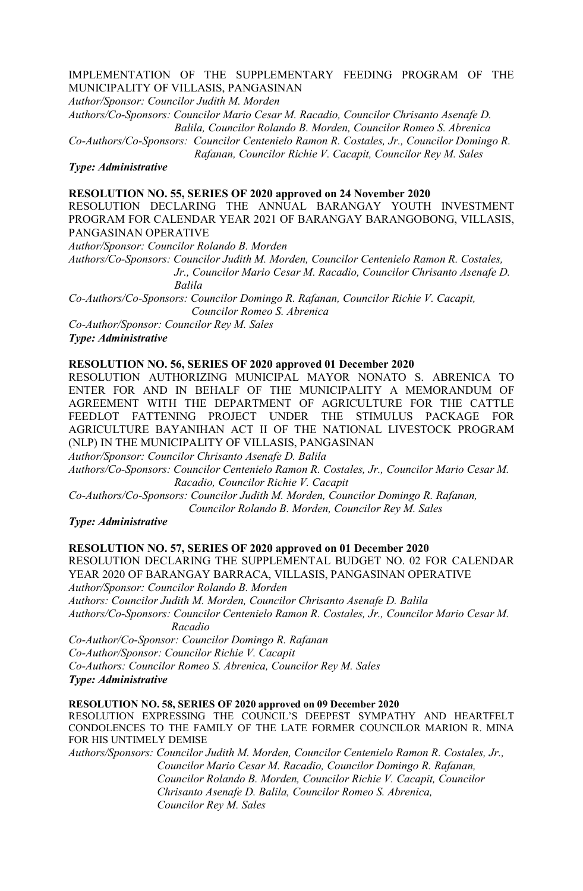IMPLEMENTATION OF THE SUPPLEMENTARY FEEDING PROGRAM OF THE MUNICIPALITY OF VILLASIS, PANGASINAN

*Author/Sponsor: Councilor Judith M. Morden*

*Authors/Co-Sponsors: Councilor Mario Cesar M. Racadio, Councilor Chrisanto Asenafe D. Balila, Councilor Rolando B. Morden, Councilor Romeo S. Abrenica*

*Co-Authors/Co-Sponsors: Councilor Centenielo Ramon R. Costales, Jr., Councilor Domingo R. Rafanan, Councilor Richie V. Cacapit, Councilor Rey M. Sales*

***Type: Administrative***

**RESOLUTION NO. 55, SERIES OF 2020 approved on 24 November 2020**

RESOLUTION DECLARING THE ANNUAL BARANGAY YOUTH INVESTMENT PROGRAM FOR CALENDAR YEAR 2021 OF BARANGAY BARANGOBONG, VILLASIS, PANGASINAN OPERATIVE

*Author/Sponsor: Councilor Rolando B. Morden*

*Authors/Co-Sponsors: Councilor Judith M. Morden, Councilor Centenielo Ramon R. Costales, Jr., Councilor Mario Cesar M. Racadio, Councilor Chrisanto Asenafe D. Balila*

*Co-Authors/Co-Sponsors: Councilor Domingo R. Rafanan, Councilor Richie V. Cacapit, Councilor Romeo S. Abrenica*

*Co-Author/Sponsor: Councilor Rey M. Sales*

***Type: Administrative***

**RESOLUTION NO. 56, SERIES OF 2020 approved 01 December 2020**

RESOLUTION AUTHORIZING MUNICIPAL MAYOR NONATO S. ABRENICA TO ENTER FOR AND IN BEHALF OF THE MUNICIPALITY A MEMORANDUM OF AGREEMENT WITH THE DEPARTMENT OF AGRICULTURE FOR THE CATTLE FEEDLOT FATTENING PROJECT UNDER THE STIMULUS PACKAGE FOR AGRICULTURE BAYANIHAN ACT II OF THE NATIONAL LIVESTOCK PROGRAM (NLP) IN THE MUNICIPALITY OF VILLASIS, PANGASINAN

*Author/Sponsor: Councilor Chrisanto Asenafe D. Balila*

*Authors/Co-Sponsors: Councilor Centenielo Ramon R. Costales, Jr., Councilor Mario Cesar M. Racadio, Councilor Richie V. Cacapit*

*Co-Authors/Co-Sponsors: Councilor Judith M. Morden, Councilor Domingo R. Rafanan, Councilor Rolando B. Morden, Councilor Rey M. Sales*

***Type: Administrative***

**RESOLUTION NO. 57, SERIES OF 2020 approved on 01 December 2020**

RESOLUTION DECLARING THE SUPPLEMENTAL BUDGET NO. 02 FOR CALENDAR YEAR 2020 OF BARANGAY BARRACA, VILLASIS, PANGASINAN OPERATIVE

*Author/Sponsor: Councilor Rolando B. Morden*

*Authors: Councilor Judith M. Morden, Councilor Chrisanto Asenafe D. Balila*

*Authors/Co-Sponsors: Councilor Centenielo Ramon R. Costales, Jr., Councilor Mario Cesar M. Racadio*

*Co-Author/Co-Sponsor: Councilor Domingo R. Rafanan*

*Co-Author/Sponsor: Councilor Richie V. Cacapit*

*Co-Authors: Councilor Romeo S. Abrenica, Councilor Rey M. Sales*

***Type: Administrative***

**RESOLUTION NO. 58, SERIES OF 2020 approved on 09 December 2020**

RESOLUTION EXPRESSING THE COUNCIL'S DEEPEST SYMPATHY AND HEARTFELT CONDOLENCES TO THE FAMILY OF THE LATE FORMER COUNCILOR MARION R. MINA FOR HIS UNTIMELY DEMISE

*Authors/Sponsors: Councilor Judith M. Morden, Councilor Centenielo Ramon R. Costales, Jr., Councilor Mario Cesar M. Racadio, Councilor Domingo R. Rafanan, Councilor Rolando B. Morden, Councilor Richie V. Cacapit, Councilor Chrisanto Asenafe D. Balila, Councilor Romeo S. Abrenica, Councilor Rey M. Sales*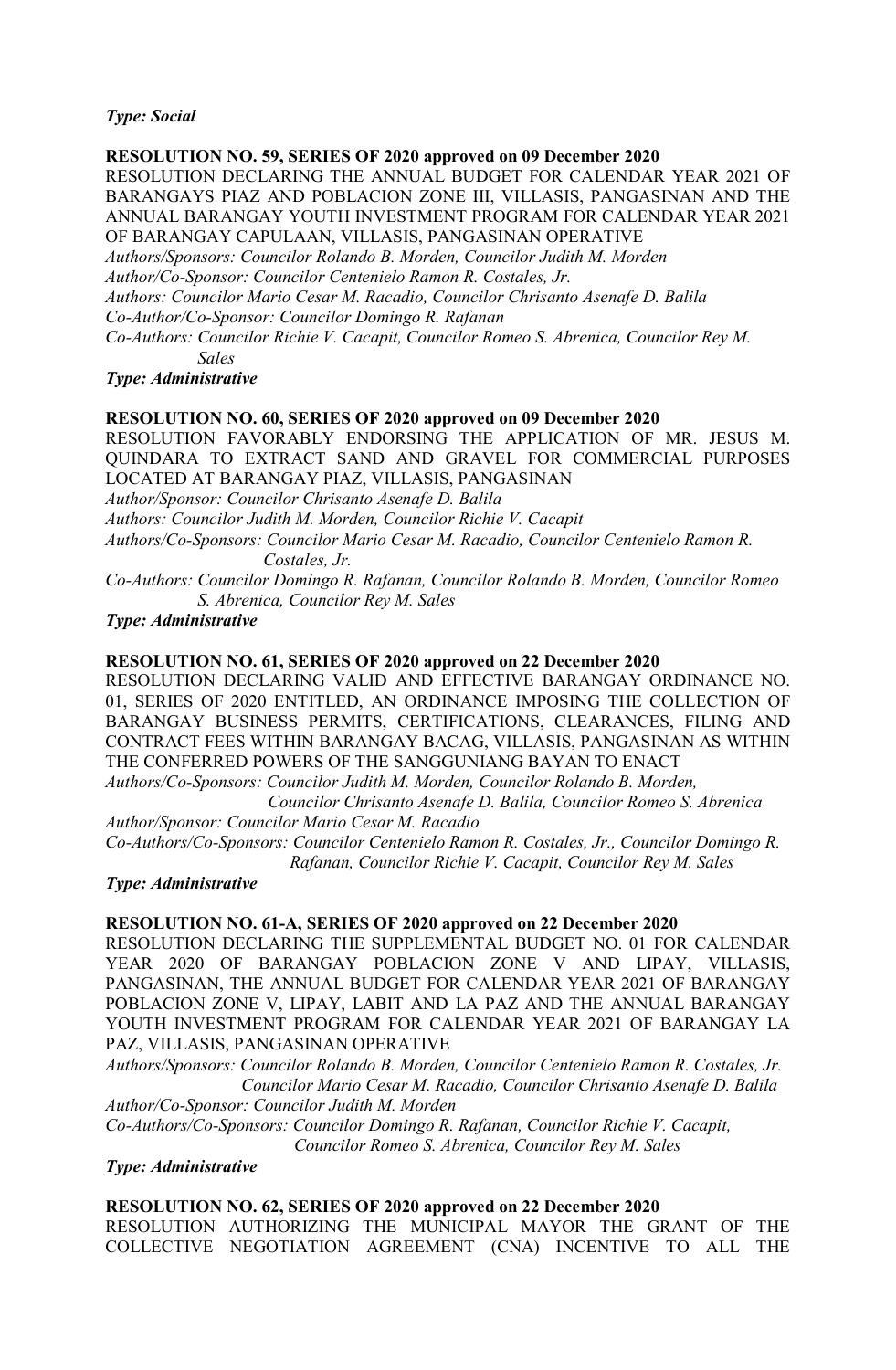*Type: Social*

**RESOLUTION NO. 59, SERIES OF 2020 approved on 09 December 2020**

RESOLUTION DECLARING THE ANNUAL BUDGET FOR CALENDAR YEAR 2021 OF BARANGAYS PIAZ AND POBLACION ZONE III, VILLASIS, PANGASINAN AND THE ANNUAL BARANGAY YOUTH INVESTMENT PROGRAM FOR CALENDAR YEAR 2021 OF BARANGAY CAPULAAN, VILLASIS, PANGASINAN OPERATIVE

*Authors/Sponsors: Councilor Rolando B. Morden, Councilor Judith M. Morden*
*Author/Co-Sponsor: Councilor Centenielo Ramon R. Costales, Jr.*
*Authors: Councilor Mario Cesar M. Racadio, Councilor Chrisanto Asenafe D. Balila*
*Co-Author/Co-Sponsor: Councilor Domingo R. Rafanan*
*Co-Authors: Councilor Richie V. Cacapit, Councilor Romeo S. Abrenica, Councilor Rey M. Sales*

*Type: Administrative*

**RESOLUTION NO. 60, SERIES OF 2020 approved on 09 December 2020**

RESOLUTION FAVORABLY ENDORSING THE APPLICATION OF MR. JESUS M. QUINDARA TO EXTRACT SAND AND GRAVEL FOR COMMERCIAL PURPOSES LOCATED AT BARANGAY PIAZ, VILLASIS, PANGASINAN

*Author/Sponsor: Councilor Chrisanto Asenafe D. Balila*
*Authors: Councilor Judith M. Morden, Councilor Richie V. Cacapit*
*Authors/Co-Sponsors: Councilor Mario Cesar M. Racadio, Councilor Centenielo Ramon R. Costales, Jr.*
*Co-Authors: Councilor Domingo R. Rafanan, Councilor Rolando B. Morden, Councilor Romeo S. Abrenica, Councilor Rey M. Sales*

*Type: Administrative*

**RESOLUTION NO. 61, SERIES OF 2020 approved on 22 December 2020**

RESOLUTION DECLARING VALID AND EFFECTIVE BARANGAY ORDINANCE NO. 01, SERIES OF 2020 ENTITLED, AN ORDINANCE IMPOSING THE COLLECTION OF BARANGAY BUSINESS PERMITS, CERTIFICATIONS, CLEARANCES, FILING AND CONTRACT FEES WITHIN BARANGAY BACAG, VILLASIS, PANGASINAN AS WITHIN THE CONFERRED POWERS OF THE SANGGUNIANG BAYAN TO ENACT

*Authors/Co-Sponsors: Councilor Judith M. Morden, Councilor Rolando B. Morden, Councilor Chrisanto Asenafe D. Balila, Councilor Romeo S. Abrenica*
*Author/Sponsor: Councilor Mario Cesar M. Racadio*
*Co-Authors/Co-Sponsors: Councilor Centenielo Ramon R. Costales, Jr., Councilor Domingo R. Rafanan, Councilor Richie V. Cacapit, Councilor Rey M. Sales*

*Type: Administrative*

**RESOLUTION NO. 61-A, SERIES OF 2020 approved on 22 December 2020**

RESOLUTION DECLARING THE SUPPLEMENTAL BUDGET NO. 01 FOR CALENDAR YEAR 2020 OF BARANGAY POBLACION ZONE V AND LIPAY, VILLASIS, PANGASINAN, THE ANNUAL BUDGET FOR CALENDAR YEAR 2021 OF BARANGAY POBLACION ZONE V, LIPAY, LABIT AND LA PAZ AND THE ANNUAL BARANGAY YOUTH INVESTMENT PROGRAM FOR CALENDAR YEAR 2021 OF BARANGAY LA PAZ, VILLASIS, PANGASINAN OPERATIVE

*Authors/Sponsors: Councilor Rolando B. Morden, Councilor Centenielo Ramon R. Costales, Jr. Councilor Mario Cesar M. Racadio, Councilor Chrisanto Asenafe D. Balila*
*Author/Co-Sponsor: Councilor Judith M. Morden*
*Co-Authors/Co-Sponsors: Councilor Domingo R. Rafanan, Councilor Richie V. Cacapit, Councilor Romeo S. Abrenica, Councilor Rey M. Sales*

*Type: Administrative*

**RESOLUTION NO. 62, SERIES OF 2020 approved on 22 December 2020**

RESOLUTION AUTHORIZING THE MUNICIPAL MAYOR THE GRANT OF THE COLLECTIVE NEGOTIATION AGREEMENT (CNA) INCENTIVE TO ALL THE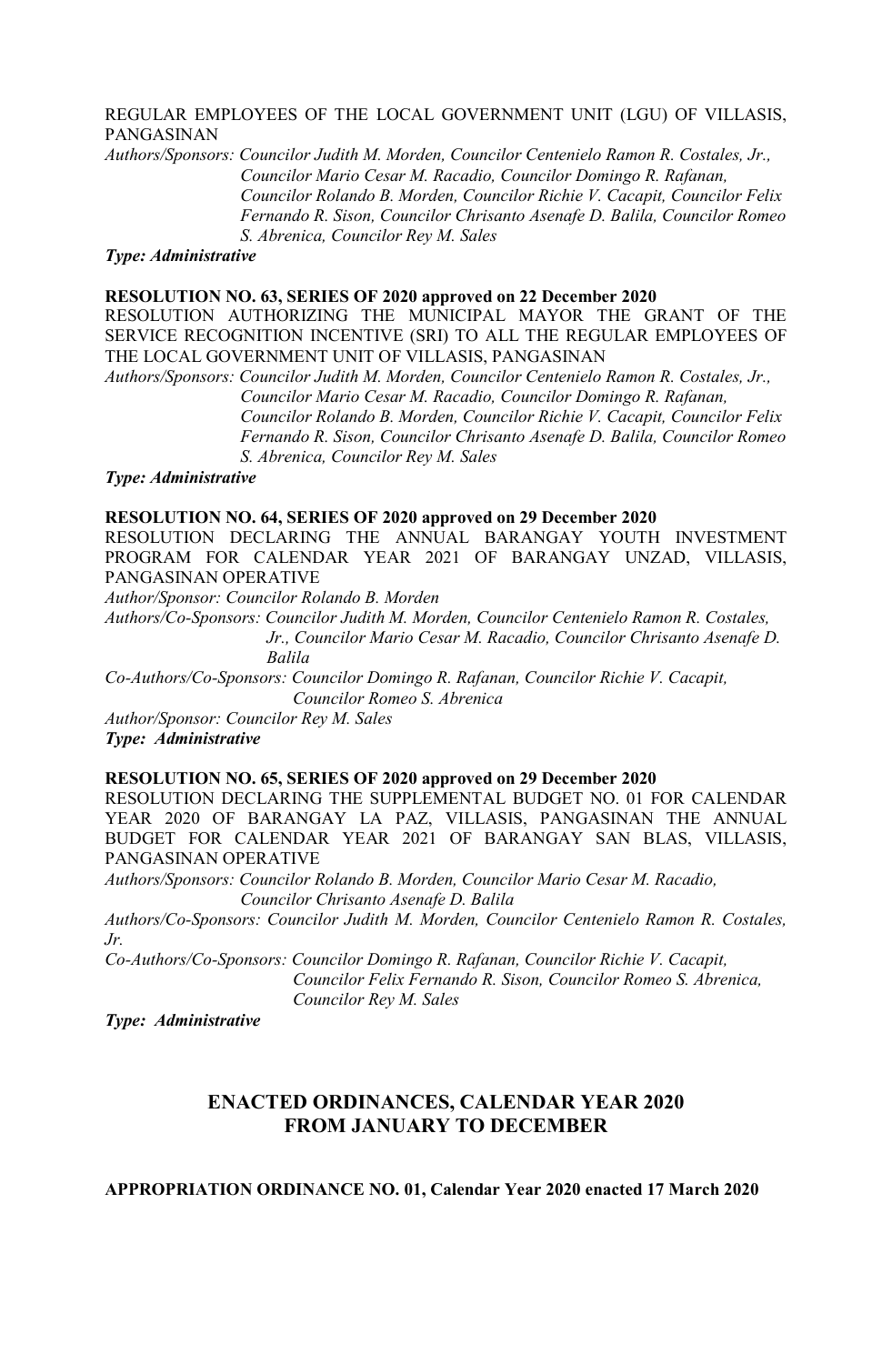REGULAR EMPLOYEES OF THE LOCAL GOVERNMENT UNIT (LGU) OF VILLASIS, PANGASINAN

*Authors/Sponsors: Councilor Judith M. Morden, Councilor Centenielo Ramon R. Costales, Jr., Councilor Mario Cesar M. Racadio, Councilor Domingo R. Rafanan, Councilor Rolando B. Morden, Councilor Richie V. Cacapit, Councilor Felix Fernando R. Sison, Councilor Chrisanto Asenafe D. Balila, Councilor Romeo S. Abrenica, Councilor Rey M. Sales*

***Type: Administrative***

**RESOLUTION NO. 63, SERIES OF 2020 approved on 22 December 2020**

RESOLUTION AUTHORIZING THE MUNICIPAL MAYOR THE GRANT OF THE SERVICE RECOGNITION INCENTIVE (SRI) TO ALL THE REGULAR EMPLOYEES OF THE LOCAL GOVERNMENT UNIT OF VILLASIS, PANGASINAN

*Authors/Sponsors: Councilor Judith M. Morden, Councilor Centenielo Ramon R. Costales, Jr., Councilor Mario Cesar M. Racadio, Councilor Domingo R. Rafanan, Councilor Rolando B. Morden, Councilor Richie V. Cacapit, Councilor Felix Fernando R. Sison, Councilor Chrisanto Asenafe D. Balila, Councilor Romeo S. Abrenica, Councilor Rey M. Sales*

***Type: Administrative***

**RESOLUTION NO. 64, SERIES OF 2020 approved on 29 December 2020**

RESOLUTION DECLARING THE ANNUAL BARANGAY YOUTH INVESTMENT PROGRAM FOR CALENDAR YEAR 2021 OF BARANGAY UNZAD, VILLASIS, PANGASINAN OPERATIVE

*Author/Sponsor: Councilor Rolando B. Morden*

*Authors/Co-Sponsors: Councilor Judith M. Morden, Councilor Centenielo Ramon R. Costales, Jr., Councilor Mario Cesar M. Racadio, Councilor Chrisanto Asenafe D. Balila*

*Co-Authors/Co-Sponsors: Councilor Domingo R. Rafanan, Councilor Richie V. Cacapit, Councilor Romeo S. Abrenica*

*Author/Sponsor: Councilor Rey M. Sales*

***Type: Administrative***

**RESOLUTION NO. 65, SERIES OF 2020 approved on 29 December 2020**

RESOLUTION DECLARING THE SUPPLEMENTAL BUDGET NO. 01 FOR CALENDAR YEAR 2020 OF BARANGAY LA PAZ, VILLASIS, PANGASINAN THE ANNUAL BUDGET FOR CALENDAR YEAR 2021 OF BARANGAY SAN BLAS, VILLASIS, PANGASINAN OPERATIVE

*Authors/Sponsors: Councilor Rolando B. Morden, Councilor Mario Cesar M. Racadio, Councilor Chrisanto Asenafe D. Balila*

*Authors/Co-Sponsors: Councilor Judith M. Morden, Councilor Centenielo Ramon R. Costales, Jr.*

*Co-Authors/Co-Sponsors: Councilor Domingo R. Rafanan, Councilor Richie V. Cacapit, Councilor Felix Fernando R. Sison, Councilor Romeo S. Abrenica, Councilor Rey M. Sales*

***Type: Administrative***

## ENACTED ORDINANCES, CALENDAR YEAR 2020 FROM JANUARY TO DECEMBER

**APPROPRIATION ORDINANCE NO. 01, Calendar Year 2020 enacted 17 March 2020**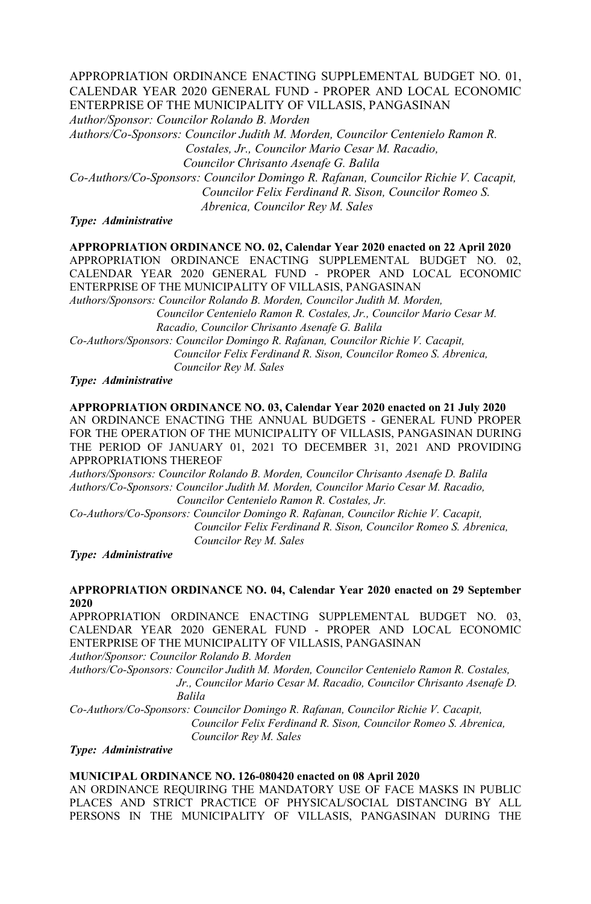APPROPRIATION ORDINANCE ENACTING SUPPLEMENTAL BUDGET NO. 01, CALENDAR YEAR 2020 GENERAL FUND - PROPER AND LOCAL ECONOMIC ENTERPRISE OF THE MUNICIPALITY OF VILLASIS, PANGASINAN

*Author/Sponsor: Councilor Rolando B. Morden*
*Authors/Co-Sponsors: Councilor Judith M. Morden, Councilor Centenielo Ramon R. Costales, Jr., Councilor Mario Cesar M. Racadio, Councilor Chrisanto Asenafe G. Balila*
*Co-Authors/Co-Sponsors: Councilor Domingo R. Rafanan, Councilor Richie V. Cacapit, Councilor Felix Ferdinand R. Sison, Councilor Romeo S. Abrenica, Councilor Rey M. Sales*

***Type: Administrative***

**APPROPRIATION ORDINANCE NO. 02, Calendar Year 2020 enacted on 22 April 2020**

APPROPRIATION ORDINANCE ENACTING SUPPLEMENTAL BUDGET NO. 02, CALENDAR YEAR 2020 GENERAL FUND - PROPER AND LOCAL ECONOMIC ENTERPRISE OF THE MUNICIPALITY OF VILLASIS, PANGASINAN

*Authors/Sponsors: Councilor Rolando B. Morden, Councilor Judith M. Morden, Councilor Centenielo Ramon R. Costales, Jr., Councilor Mario Cesar M. Racadio, Councilor Chrisanto Asenafe G. Balila*
*Co-Authors/Sponsors: Councilor Domingo R. Rafanan, Councilor Richie V. Cacapit, Councilor Felix Ferdinand R. Sison, Councilor Romeo S. Abrenica, Councilor Rey M. Sales*

***Type: Administrative***

**APPROPRIATION ORDINANCE NO. 03, Calendar Year 2020 enacted on 21 July 2020**

AN ORDINANCE ENACTING THE ANNUAL BUDGETS - GENERAL FUND PROPER FOR THE OPERATION OF THE MUNICIPALITY OF VILLASIS, PANGASINAN DURING THE PERIOD OF JANUARY 01, 2021 TO DECEMBER 31, 2021 AND PROVIDING APPROPRIATIONS THEREOF

*Authors/Sponsors: Councilor Rolando B. Morden, Councilor Chrisanto Asenafe D. Balila*
*Authors/Co-Sponsors: Councilor Judith M. Morden, Councilor Mario Cesar M. Racadio, Councilor Centenielo Ramon R. Costales, Jr.*
*Co-Authors/Co-Sponsors: Councilor Domingo R. Rafanan, Councilor Richie V. Cacapit, Councilor Felix Ferdinand R. Sison, Councilor Romeo S. Abrenica, Councilor Rey M. Sales*

***Type: Administrative***

**APPROPRIATION ORDINANCE NO. 04, Calendar Year 2020 enacted on 29 September 2020**

APPROPRIATION ORDINANCE ENACTING SUPPLEMENTAL BUDGET NO. 03, CALENDAR YEAR 2020 GENERAL FUND - PROPER AND LOCAL ECONOMIC ENTERPRISE OF THE MUNICIPALITY OF VILLASIS, PANGASINAN

*Author/Sponsor: Councilor Rolando B. Morden*
*Authors/Co-Sponsors: Councilor Judith M. Morden, Councilor Centenielo Ramon R. Costales, Jr., Councilor Mario Cesar M. Racadio, Councilor Chrisanto Asenafe D. Balila*
*Co-Authors/Co-Sponsors: Councilor Domingo R. Rafanan, Councilor Richie V. Cacapit, Councilor Felix Ferdinand R. Sison, Councilor Romeo S. Abrenica, Councilor Rey M. Sales*

***Type: Administrative***

**MUNICIPAL ORDINANCE NO. 126-080420 enacted on 08 April 2020**

AN ORDINANCE REQUIRING THE MANDATORY USE OF FACE MASKS IN PUBLIC PLACES AND STRICT PRACTICE OF PHYSICAL/SOCIAL DISTANCING BY ALL PERSONS IN THE MUNICIPALITY OF VILLASIS, PANGASINAN DURING THE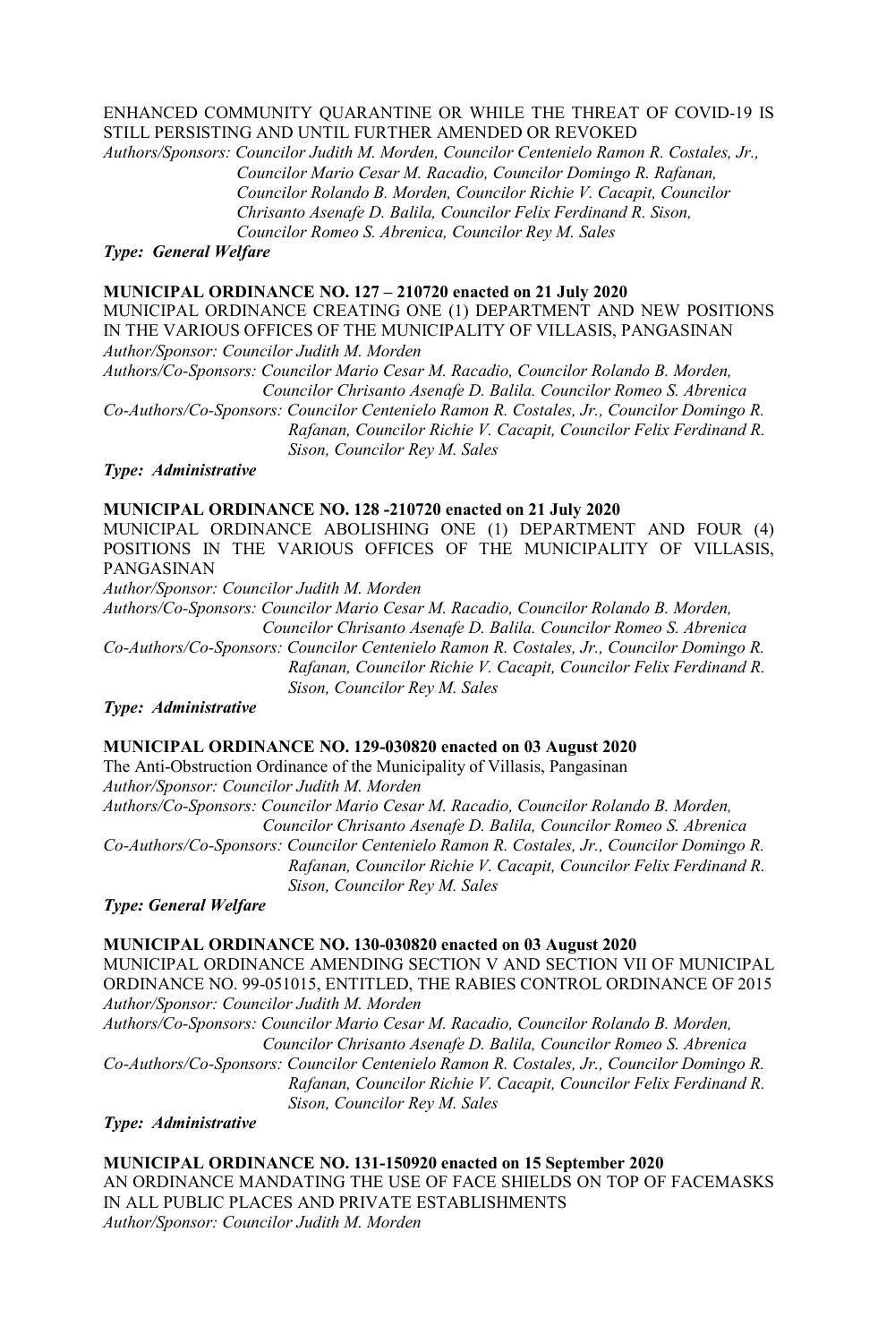ENHANCED COMMUNITY QUARANTINE OR WHILE THE THREAT OF COVID-19 IS STILL PERSISTING AND UNTIL FURTHER AMENDED OR REVOKED

*Authors/Sponsors: Councilor Judith M. Morden, Councilor Centenielo Ramon R. Costales, Jr., Councilor Mario Cesar M. Racadio, Councilor Domingo R. Rafanan, Councilor Rolando B. Morden, Councilor Richie V. Cacapit, Councilor Chrisanto Asenafe D. Balila, Councilor Felix Ferdinand R. Sison, Councilor Romeo S. Abrenica, Councilor Rey M. Sales*

***Type: General Welfare***

**MUNICIPAL ORDINANCE NO. 127 – 210720 enacted on 21 July 2020**

MUNICIPAL ORDINANCE CREATING ONE (1) DEPARTMENT AND NEW POSITIONS IN THE VARIOUS OFFICES OF THE MUNICIPALITY OF VILLASIS, PANGASINAN

*Author/Sponsor: Councilor Judith M. Morden*

*Authors/Co-Sponsors: Councilor Mario Cesar M. Racadio, Councilor Rolando B. Morden, Councilor Chrisanto Asenafe D. Balila. Councilor Romeo S. Abrenica*

*Co-Authors/Co-Sponsors: Councilor Centenielo Ramon R. Costales, Jr., Councilor Domingo R. Rafanan, Councilor Richie V. Cacapit, Councilor Felix Ferdinand R. Sison, Councilor Rey M. Sales*

***Type: Administrative***

**MUNICIPAL ORDINANCE NO. 128 -210720 enacted on 21 July 2020**

MUNICIPAL ORDINANCE ABOLISHING ONE (1) DEPARTMENT AND FOUR (4) POSITIONS IN THE VARIOUS OFFICES OF THE MUNICIPALITY OF VILLASIS, PANGASINAN

*Author/Sponsor: Councilor Judith M. Morden*

*Authors/Co-Sponsors: Councilor Mario Cesar M. Racadio, Councilor Rolando B. Morden, Councilor Chrisanto Asenafe D. Balila. Councilor Romeo S. Abrenica*

*Co-Authors/Co-Sponsors: Councilor Centenielo Ramon R. Costales, Jr., Councilor Domingo R. Rafanan, Councilor Richie V. Cacapit, Councilor Felix Ferdinand R. Sison, Councilor Rey M. Sales*

***Type: Administrative***

**MUNICIPAL ORDINANCE NO. 129-030820 enacted on 03 August 2020**

The Anti-Obstruction Ordinance of the Municipality of Villasis, Pangasinan

*Author/Sponsor: Councilor Judith M. Morden*

*Authors/Co-Sponsors: Councilor Mario Cesar M. Racadio, Councilor Rolando B. Morden, Councilor Chrisanto Asenafe D. Balila, Councilor Romeo S. Abrenica*

*Co-Authors/Co-Sponsors: Councilor Centenielo Ramon R. Costales, Jr., Councilor Domingo R. Rafanan, Councilor Richie V. Cacapit, Councilor Felix Ferdinand R. Sison, Councilor Rey M. Sales*

***Type: General Welfare***

**MUNICIPAL ORDINANCE NO. 130-030820 enacted on 03 August 2020**

MUNICIPAL ORDINANCE AMENDING SECTION V AND SECTION VII OF MUNICIPAL ORDINANCE NO. 99-051015, ENTITLED, THE RABIES CONTROL ORDINANCE OF 2015

*Author/Sponsor: Councilor Judith M. Morden*

*Authors/Co-Sponsors: Councilor Mario Cesar M. Racadio, Councilor Rolando B. Morden, Councilor Chrisanto Asenafe D. Balila, Councilor Romeo S. Abrenica*

*Co-Authors/Co-Sponsors: Councilor Centenielo Ramon R. Costales, Jr., Councilor Domingo R. Rafanan, Councilor Richie V. Cacapit, Councilor Felix Ferdinand R. Sison, Councilor Rey M. Sales*

***Type: Administrative***

**MUNICIPAL ORDINANCE NO. 131-150920 enacted on 15 September 2020**

AN ORDINANCE MANDATING THE USE OF FACE SHIELDS ON TOP OF FACEMASKS IN ALL PUBLIC PLACES AND PRIVATE ESTABLISHMENTS

*Author/Sponsor: Councilor Judith M. Morden*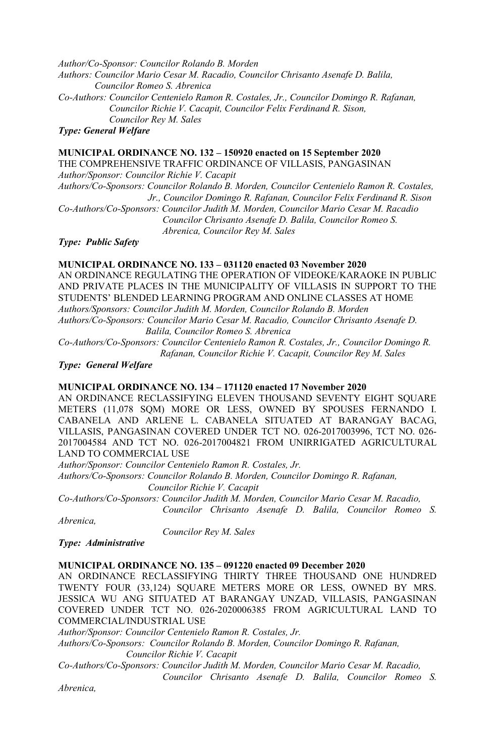*Author/Co-Sponsor: Councilor Rolando B. Morden*
*Authors: Councilor Mario Cesar M. Racadio, Councilor Chrisanto Asenafe D. Balila, Councilor Romeo S. Abrenica*
*Co-Authors: Councilor Centenielo Ramon R. Costales, Jr., Councilor Domingo R. Rafanan, Councilor Richie V. Cacapit, Councilor Felix Ferdinand R. Sison, Councilor Rey M. Sales*
***Type: General Welfare***

**MUNICIPAL ORDINANCE NO. 132 – 150920 enacted on 15 September 2020**
THE COMPREHENSIVE TRAFFIC ORDINANCE OF VILLASIS, PANGASINAN
*Author/Sponsor: Councilor Richie V. Cacapit*
*Authors/Co-Sponsors: Councilor Rolando B. Morden, Councilor Centenielo Ramon R. Costales, Jr., Councilor Domingo R. Rafanan, Councilor Felix Ferdinand R. Sison*
*Co-Authors/Co-Sponsors: Councilor Judith M. Morden, Councilor Mario Cesar M. Racadio Councilor Chrisanto Asenafe D. Balila, Councilor Romeo S. Abrenica, Councilor Rey M. Sales*
***Type: Public Safety***

**MUNICIPAL ORDINANCE NO. 133 – 031120 enacted 03 November 2020**
AN ORDINANCE REGULATING THE OPERATION OF VIDEOKE/KARAOKE IN PUBLIC AND PRIVATE PLACES IN THE MUNICIPALITY OF VILLASIS IN SUPPORT TO THE STUDENTS' BLENDED LEARNING PROGRAM AND ONLINE CLASSES AT HOME
*Authors/Sponsors: Councilor Judith M. Morden, Councilor Rolando B. Morden*
*Authors/Co-Sponsors: Councilor Mario Cesar M. Racadio, Councilor Chrisanto Asenafe D. Balila, Councilor Romeo S. Abrenica*
*Co-Authors/Co-Sponsors: Councilor Centenielo Ramon R. Costales, Jr., Councilor Domingo R. Rafanan, Councilor Richie V. Cacapit, Councilor Rey M. Sales*
***Type: General Welfare***

**MUNICIPAL ORDINANCE NO. 134 – 171120 enacted 17 November 2020**
AN ORDINANCE RECLASSIFYING ELEVEN THOUSAND SEVENTY EIGHT SQUARE METERS (11,078 SQM) MORE OR LESS, OWNED BY SPOUSES FERNANDO I. CABANELA AND ARLENE L. CABANELA SITUATED AT BARANGAY BACAG, VILLASIS, PANGASINAN COVERED UNDER TCT NO. 026-2017003996, TCT NO. 026-2017004584 AND TCT NO. 026-2017004821 FROM UNIRRIGATED AGRICULTURAL LAND TO COMMERCIAL USE
*Author/Sponsor: Councilor Centenielo Ramon R. Costales, Jr.*
*Authors/Co-Sponsors: Councilor Rolando B. Morden, Councilor Domingo R. Rafanan, Councilor Richie V. Cacapit*
*Co-Authors/Co-Sponsors: Councilor Judith M. Morden, Councilor Mario Cesar M. Racadio, Councilor Chrisanto Asenafe D. Balila, Councilor Romeo S. Abrenica, Councilor Rey M. Sales*
***Type: Administrative***

**MUNICIPAL ORDINANCE NO. 135 – 091220 enacted 09 December 2020**
AN ORDINANCE RECLASSIFYING THIRTY THREE THOUSAND ONE HUNDRED TWENTY FOUR (33,124) SQUARE METERS MORE OR LESS, OWNED BY MRS. JESSICA WU ANG SITUATED AT BARANGAY UNZAD, VILLASIS, PANGASINAN COVERED UNDER TCT NO. 026-2020006385 FROM AGRICULTURAL LAND TO COMMERCIAL/INDUSTRIAL USE
*Author/Sponsor: Councilor Centenielo Ramon R. Costales, Jr.*
*Authors/Co-Sponsors: Councilor Rolando B. Morden, Councilor Domingo R. Rafanan, Councilor Richie V. Cacapit*
*Co-Authors/Co-Sponsors: Councilor Judith M. Morden, Councilor Mario Cesar M. Racadio, Councilor Chrisanto Asenafe D. Balila, Councilor Romeo S. Abrenica,*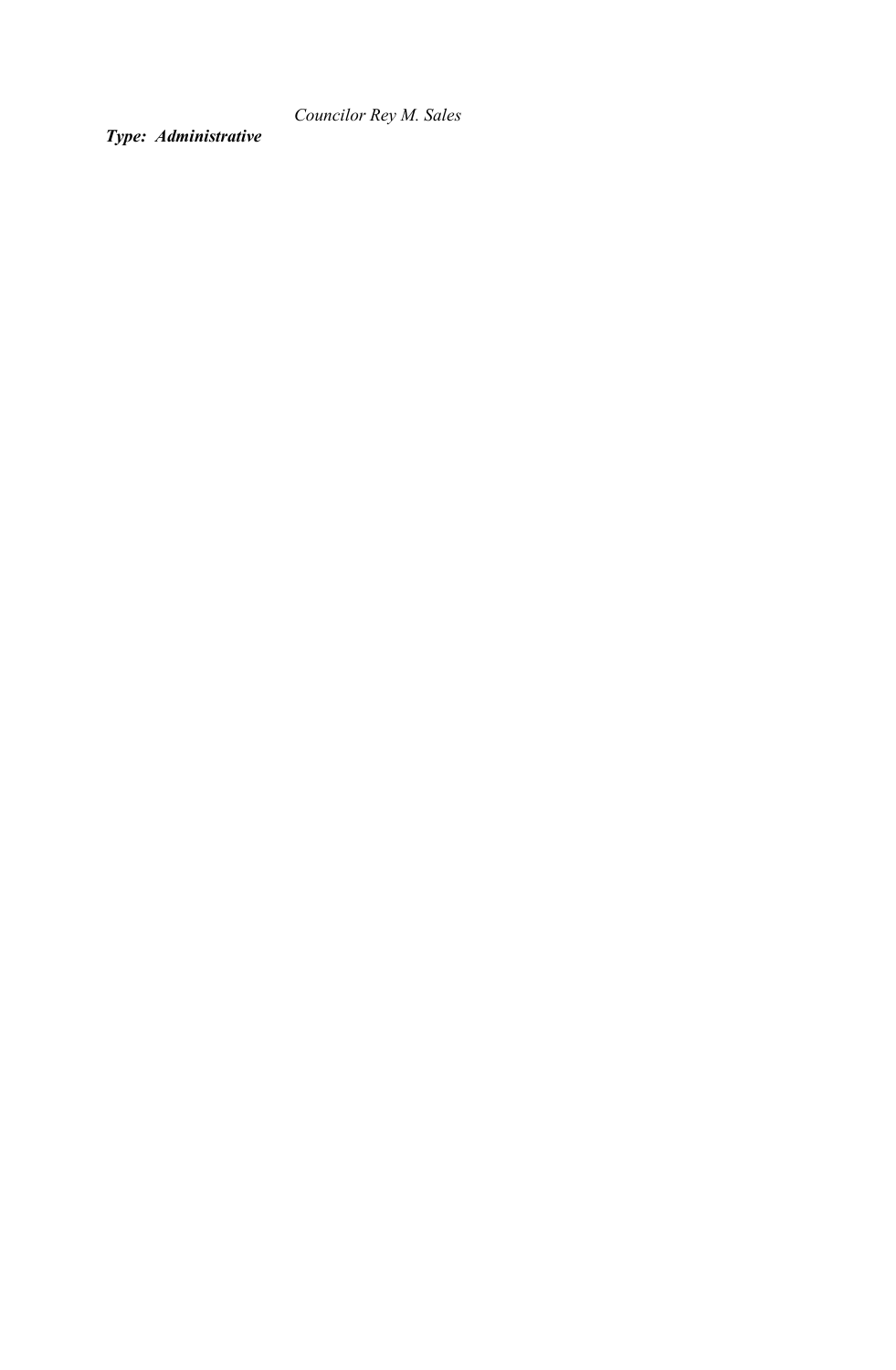*Councilor Rey M. Sales*

***Type: Administrative***